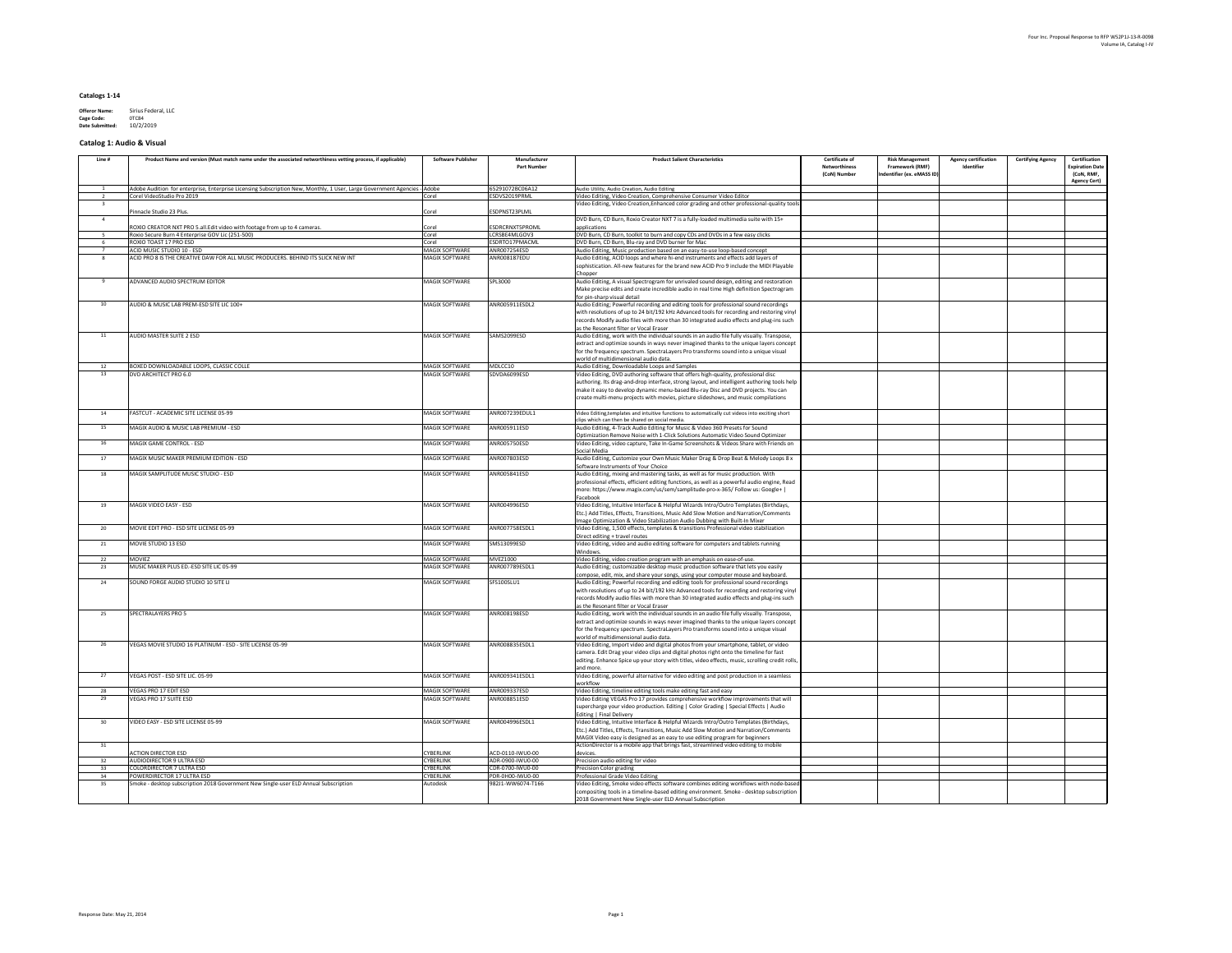### Catalogs 1-14

**Offeror Name:** Sirius Federal, LLC
**Cage Code:** 0TC84
**Date Submitted:** 10/2/2019

### Catalog 1: Audio & Visual

| Line # | Product Name and version (Must match name under the associated networthiness vetting process, if applicable) | Software Publisher | Manufacturer Part Number | Product Salient Characteristics | Certificate of Networthiness (CoN) Number | Risk Management Framework (RMF) Indentifier (ex. eMASS ID) | Agency certification Identifier | Certifying Agency | Certification Expiration Date (CoN, RMF, Agency Cert) |
|---|---|---|---|---|---|---|---|---|---|
| 1 | Adobe Audition for enterprise, Enterprise Licensing Subscription New, Monthly, 1 User, Large Government Agencies - Adobe | | 65291072BC06A12 | Audio Utility, Audio Creation, Audio Editing | | | | | |
| 2 | Corel VideoStudio Pro 2019 | Corel | ESDVS2019PRML | Video Editing, Video Creation, Comprehensive Consumer Video Editor | | | | | |
| 3 | Pinnacle Studio 23 Plus. | Corel | ESDPNST23PLML | Video Editing, Video Creation,Enhanced color grading and other professional-quality tools | | | | | |
| 4 | ROXIO CREATOR NXT PRO 5.all.Edit video with footage from up to 4 cameras. | Corel | ESDRCRNXTSPROML | DVD Burn, CD Burn, Roxio Creator NXT 7 is a fully-loaded multimedia suite with 15+ applications | | | | | |
| 5 | Roxio Secure Burn 4 Enterprise GOV Lic (251-500) | Corel | LCRSBE4MLGOV3 | DVD Burn, CD Burn, toolkit to burn and copy CDs and DVDs in a few easy clicks | | | | | |
| 6 | ROXIO TOAST 17 PRO ESD | Corel | ESDRTO17PMACML | DVD Burn, CD Burn, Blu-ray and DVD burner for Mac | | | | | |
| 7 | ACID MUSIC STUDIO 10 - ESD | MAGIX SOFTWARE | ANR007254ESD | Audio Editing, Music production based on an easy-to-use loop-based concept | | | | | |
| 8 | ACID PRO 8 IS THE CREATIVE DAW FOR ALL MUSIC PRODUCERS. BEHIND ITS SLICK NEW INT | MAGIX SOFTWARE | ANR008187EDU | Audio Editing, ACID loops and where hi-end instruments and effects add layers of sophistication. All-new features for the brand new ACID Pro 9 include the MIDI Playable Chopper | | | | | |
| 9 | ADVANCED AUDIO SPECTRUM EDITOR | MAGIX SOFTWARE | SPL3000 | Audio Editing, A visual Spectrogram for unrivaled sound design, editing and restoration Make precise edits and create incredible audio in real time High definition Spectrogram for pin-sharp visual detail | | | | | |
| 10 | AUDIO & MUSIC LAB PREM-ESD SITE LIC 100+ | MAGIX SOFTWARE | ANR005911ESDL2 | Audio Editing; Powerful recording and editing tools for professional sound recordings with resolutions of up to 24 bit/192 kHz Advanced tools for recording and restoring vinyl records Modify audio files with more than 30 integrated audio effects and plug-ins such as the Resonant filter or Vocal Eraser | | | | | |
| 11 | AUDIO MASTER SUITE 2 ESD | MAGIX SOFTWARE | SAMS2099ESD | Audio Editing, work with the individual sounds in an audio file fully visually. Transpose, extract and optimize sounds in ways never imagined thanks to the unique layers concept for the frequency spectrum. SpectraLayers Pro transforms sound into a unique visual world of multidimensional audio data. | | | | | |
| 12 | BOXED DOWNLOADABLE LOOPS, CLASSIC COLLE | MAGIX SOFTWARE | MDLCC10 | Audio Editing, Downloadable Loops and Samples | | | | | |
| 13 | DVD ARCHITECT PRO 6.0 | MAGIX SOFTWARE | SDVDA6099ESD | Video Editing, DVD authoring software that offers high-quality, professional disc authoring. Its drag-and-drop interface, strong layout, and intelligent authoring tools help make it easy to develop dynamic menu-based Blu-ray Disc and DVD projects. You can create multi-menu projects with movies, picture slideshows, and music compilations | | | | | |
| 14 | FASTCUT - ACADEMIC SITE LICENSE 05-99 | MAGIX SOFTWARE | ANR007239EDUL1 | Video Editing,templates and intuitive functions to automatically cut videos into exciting short clips which can then be shared on social media. | | | | | |
| 15 | MAGIX AUDIO & MUSIC LAB PREMIUM - ESD | MAGIX SOFTWARE | ANR005911ESD | Audio Editing, 4-Track Audio Editing for Music & Video 360 Presets for Sound Optimization Remove Noise with 1-Click Solutions Automatic Video Sound Optimizer | | | | | |
| 16 | MAGIX GAME CONTROL - ESD | MAGIX SOFTWARE | ANR005750ESD | Video Editing, video capture, Take In-Game Screenshots & Videos Share with Friends on Social Media | | | | | |
| 17 | MAGIX MUSIC MAKER PREMIUM EDITION - ESD | MAGIX SOFTWARE | ANR007803ESD | Audio Editing, Customize your Own Music Maker Drag & Drop Beat & Melody Loops 8 x Software Instruments of Your Choice | | | | | |
| 18 | MAGIX SAMPLITUDE MUSIC STUDIO - ESD | MAGIX SOFTWARE | ANR005841ESD | Audio Editing, mixing and mastering tasks, as well as for music production. With professional effects, efficient editing functions, as well as a powerful audio engine. Read more: https://www.magix.com/us/sem/samplitude-pro-x-365/ Follow us: Google+ \| Facebook | | | | | |
| 19 | MAGIX VIDEO EASY - ESD | MAGIX SOFTWARE | ANR004996ESD | Video Editing, Intuitive Interface & Helpful Wizards Intro/Outro Templates (Birthdays, Etc.) Add Titles, Effects, Transitions, Music Add Slow Motion and Narration/Comments Image Optimization & Video Stabilization Audio Dubbing with Built-In Mixer | | | | | |
| 20 | MOVIE EDIT PRO - ESD SITE LICENSE 05-99 | MAGIX SOFTWARE | ANR007758ESDL1 | Video Editing, 1,500 effects, templates & transitions Professional video stabilization Direct editing + travel routes | | | | | |
| 21 | MOVIE STUDIO 13 ESD | MAGIX SOFTWARE | SMS13099ESD | Video Editing, video and audio editing software for computers and tablets running Windows. | | | | | |
| 22 | MOVIEZ | MAGIX SOFTWARE | MVEZ1000 | Video Editing, video creation program with an emphasis on ease-of-use. | | | | | |
| 23 | MUSIC MAKER PLUS ED.-ESD SITE LIC 05-99 | MAGIX SOFTWARE | ANR007789ESDL1 | Audio Editing; customizable desktop music production software that lets you easily compose, edit, mix, and share your songs, using your computer mouse and keyboard. | | | | | |
| 24 | SOUND FORGE AUDIO STUDIO 10 SITE LI | MAGIX SOFTWARE | SFS100SLU1 | Audio Editing; Powerful recording and editing tools for professional sound recordings with resolutions of up to 24 bit/192 kHz Advanced tools for recording and restoring vinyl records Modify audio files with more than 30 integrated audio effects and plug-ins such as the Resonant filter or Vocal Eraser | | | | | |
| 25 | SPECTRALAYERS PRO 5 | MAGIX SOFTWARE | ANR008198ESD | Audio Editing, work with the individual sounds in an audio file fully visually. Transpose, extract and optimize sounds in ways never imagined thanks to the unique layers concept for the frequency spectrum. SpectraLayers Pro transforms sound into a unique visual world of multidimensional audio data. | | | | | |
| 26 | VEGAS MOVIE STUDIO 16 PLATINUM - ESD - SITE LICENSE 05-99 | MAGIX SOFTWARE | ANR008835ESDL1 | Video Editing, Import video and digital photos from your smartphone, tablet, or video camera. Edit Drag your video clips and digital photos right onto the timeline for fast editing. Enhance Spice up your story with titles, video effects, music, scrolling credit rolls, and more. | | | | | |
| 27 | VEGAS POST - ESD SITE LIC. 05-99 | MAGIX SOFTWARE | ANR009341ESDL1 | Video Editing, powerful alternative for video editing and post production in a seamless workflow | | | | | |
| 28 | VEGAS PRO 17 EDIT ESD | MAGIX SOFTWARE | ANR009337ESD | Video Editing, timeline editing tools make editing fast and easy | | | | | |
| 29 | VEGAS PRO 17 SUITE ESD | MAGIX SOFTWARE | ANR008851ESD | Video Editing VEGAS Pro 17 provides comprehensive workflow improvements that will supercharge your video production. Editing \| Color Grading \| Special Effects \| Audio Editing \| Final Delivery | | | | | |
| 30 | VIDEO EASY - ESD SITE LICENSE 05-99 | MAGIX SOFTWARE | ANR004996ESDL1 | Video Editing, Intuitive Interface & Helpful Wizards Intro/Outro Templates (Birthdays, Etc.) Add Titles, Effects, Transitions, Music Add Slow Motion and Narration/Comments MAGIX Video easy is designed as an easy to use editing program for beginners | | | | | |
| 31 | ACTION DIRECTOR ESD | CYBERLINK | ACD-0110-IWU0-00 | ActionDirector is a mobile app that brings fast, streamlined video editing to mobile devices. | | | | | |
| 32 | AUDIODIRECTOR 9 ULTRA ESD | CYBERLINK | ADR-0900-IWU0-00 | Precision audio editing for video | | | | | |
| 33 | COLORDIRECTOR 7 ULTRA ESD | CYBERLINK | CDR-0700-IWU0-00 | Precision Color grading | | | | | |
| 34 | POWERDIRECTOR 17 ULTRA ESD | CYBERLINK | PDR-0H00-IWU0-00 | Professional Grade Video Editing | | | | | |
| 35 | Smoke - desktop subscription 2018 Government New Single-user ELD Annual Subscription | Autodesk | 982J1-WW6074-T166 | Video Editing, Smoke video effects software combines editing workflows with node-based compositing tools in a timeline-based editing environment. Smoke - desktop subscription 2018 Government New Single-user ELD Annual Subscription | | | | | |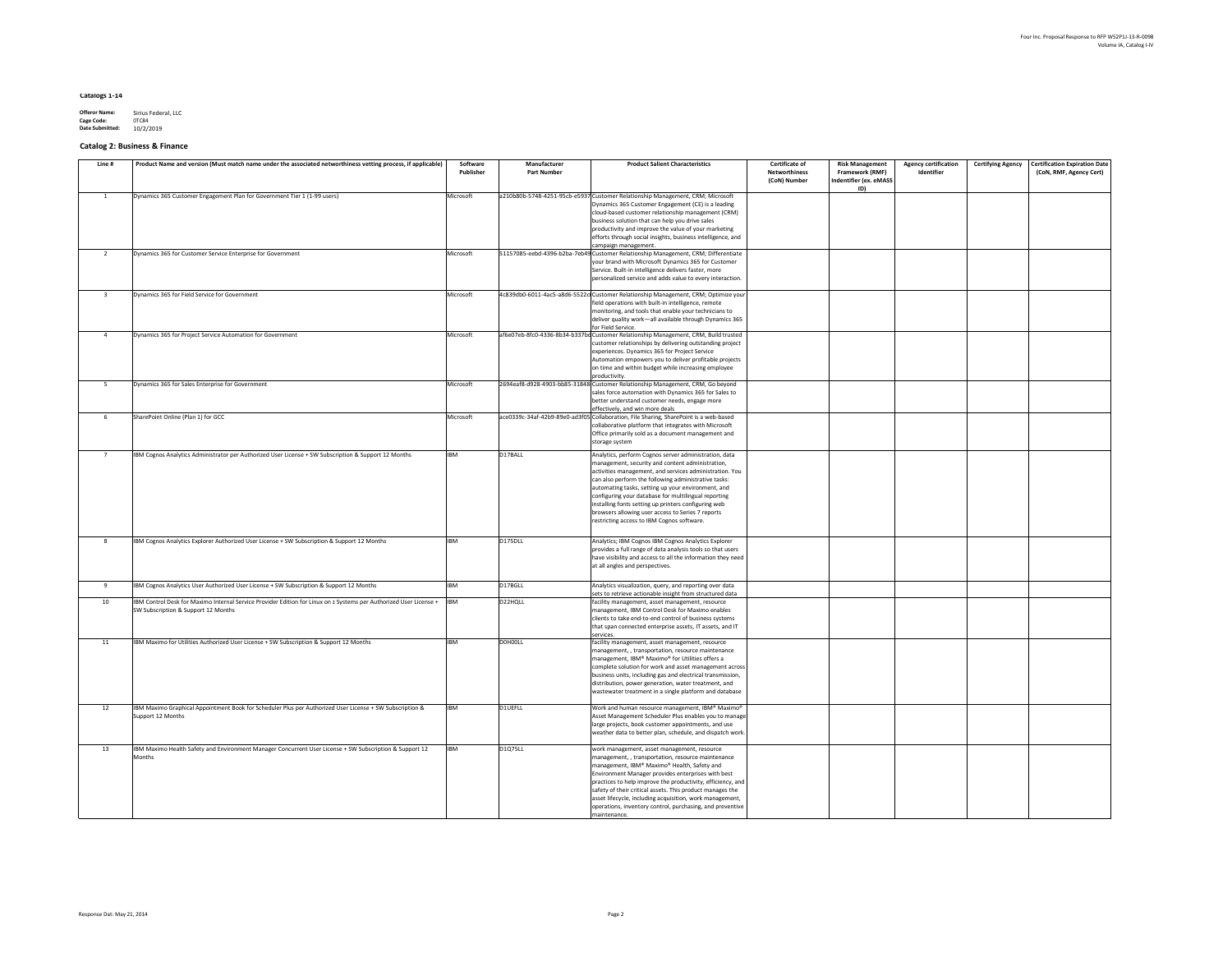**Catalogs 1-14**

**Offeror Name:** Sirius Federal, LLC
**Cage Code:** 0TC84
**Date Submitted:** 10/2/2019

**Catalog 2: Business & Finance**

| Line # | Product Name and version (Must match name under the associated networthiness vetting process, if applicable) | Software Publisher | Manufacturer Part Number | Product Salient Characteristics | Certificate of Networthiness (CoN) Number | Risk Management Framework (RMF) Indentifier (ex. eMASS ID) | Agency certification Identifier | Certifying Agency | Certification Expiration Date (CoN, RMF, Agency Cert) |
|---|---|---|---|---|---|---|---|---|---|
| 1 | Dynamics 365 Customer Engagement Plan for Government Tier 1 (1-99 users) | Microsoft | a210b80b-5748-4251-95cb-e5937 | Customer Relationship Management, CRM; Microsoft Dynamics 365 Customer Engagement (CE) is a leading cloud-based customer relationship management (CRM) business solution that can help you drive sales productivity and improve the value of your marketing efforts through social insights, business intelligence, and campaign management. | | | | | |
| 2 | Dynamics 365 for Customer Service Enterprise for Government | Microsoft | 51157085-eebd-4396-b2ba-7eb49 | Customer Relationship Management, CRM; Differentiate your brand with Microsoft Dynamics 365 for Customer Service. Built-in intelligence delivers faster, more personalized service and adds value to every interaction. | | | | | |
| 3 | Dynamics 365 for Field Service for Government | Microsoft | 4c839db0-6011-4ac5-a8d6-5522c | Customer Relationship Management, CRM; Optimize your field operations with built-in intelligence, remote monitoring, and tools that enable your technicians to deliver quality work—all available through Dynamics 365 for Field Service. | | | | | |
| 4 | Dynamics 365 for Project Service Automation for Government | Microsoft | af6e07eb-8fc0-4336-8b34-b337bd | Customer Relationship Management, CRM, Build trusted customer relationships by delivering outstanding project experiences. Dynamics 365 for Project Service Automation empowers you to deliver profitable projects on time and within budget while increasing employee productivity. | | | | | |
| 5 | Dynamics 365 for Sales Enterprise for Government | Microsoft | 2694eaf8-d928-4903-bb85-31848 | Customer Relationship Management, CRM, Go beyond sales force automation with Dynamics 365 for Sales to better understand customer needs, engage more effectively, and win more deals | | | | | |
| 6 | SharePoint Online (Plan 1) for GCC | Microsoft | ace0339c-34af-42b9-89e0-ad3f05 | Collaboration, File Sharing, SharePoint is a web-based collaborative platform that integrates with Microsoft Office primarily sold as a document management and storage system | | | | | |
| 7 | IBM Cognos Analytics Administrator per Authorized User License + SW Subscription & Support 12 Months | IBM | D17BALL | Analytics, perform Cognos server administration, data management, security and content administration, activities management, and services administration. You can also perform the following administrative tasks: automating tasks, setting up your environment, and configuring your database for multilingual reporting installing fonts setting up printers configuring web browsers allowing user access to Series 7 reports restricting access to IBM Cognos software. | | | | | |
| 8 | IBM Cognos Analytics Explorer Authorized User License + SW Subscription & Support 12 Months | IBM | D175DLL | Analytics; IBM Cognos IBM Cognos Analytics Explorer provides a full range of data analysis tools so that users have visibility and access to all the information they need at all angles and perspectives. | | | | | |
| 9 | IBM Cognos Analytics User Authorized User License + SW Subscription & Support 12 Months | IBM | D17BGLL | Analytics visualization, query, and reporting over data sets to retrieve actionable insight from structured data | | | | | |
| 10 | IBM Control Desk for Maximo Internal Service Provider Edition for Linux on z Systems per Authorized User License + SW Subscription & Support 12 Months | IBM | D22HQLL | facility management, asset management, resource management, IBM Control Desk for Maximo enables clients to take end-to-end control of business systems that span connected enterprise assets, IT assets, and IT services. | | | | | |
| 11 | IBM Maximo for Utilities Authorized User License + SW Subscription & Support 12 Months | IBM | D0H00LL | facility management, asset management, resource management, , transportation, resource maintenance management, IBM® Maximo® for Utilities offers a complete solution for work and asset management across business units, including gas and electrical transmission, distribution, power generation, water treatment, and wastewater treatment in a single platform and database | | | | | |
| 12 | IBM Maximo Graphical Appointment Book for Scheduler Plus per Authorized User License + SW Subscription & Support 12 Months | IBM | D1UEFLL | Work and human resource management, IBM® Maximo® Asset Management Scheduler Plus enables you to manage large projects, book customer appointments, and use weather data to better plan, schedule, and dispatch work. | | | | | |
| 13 | IBM Maximo Health Safety and Environment Manager Concurrent User License + SW Subscription & Support 12 Months | IBM | D1Q75LL | work management, asset management, resource management, , transportation, resource maintenance management, IBM® Maximo® Health, Safety and Environment Manager provides enterprises with best practices to help improve the productivity, efficiency, and safety of their critical assets. This product manages the asset lifecycle, including acquisition, work management, operations, inventory control, purchasing, and preventive maintenance. | | | | | |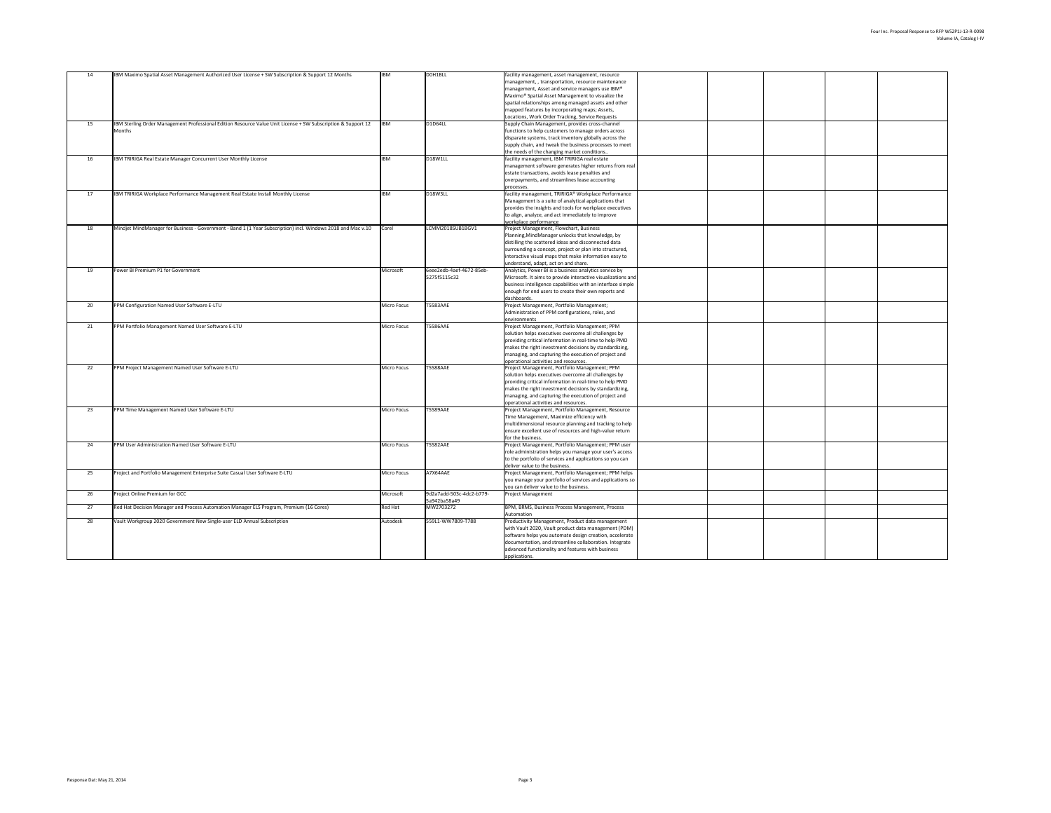| 14 | IBM Maximo Spatial Asset Management Authorized User License + SW Subscription & Support 12 Months | IBM | D0H1BLL | facility management, asset management, resource management, , transportation, resource maintenance management, Asset and service managers use IBM® Maximo® Spatial Asset Management to visualize the spatial relationships among managed assets and other mapped features by incorporating maps; Assets, Locations, Work Order Tracking, Service Requests | | | | | |
|---|---|---|---|---|---|---|---|---|---|
| 15 | IBM Sterling Order Management Professional Edition Resource Value Unit License + SW Subscription & Support 12 Months | IBM | D1D64LL | Supply Chain Management, provides cross-channel functions to help customers to manage orders across disparate systems, track inventory globally across the supply chain, and tweak the business processes to meet the needs of the changing market conditions.. | | | | | |
| 16 | IBM TRIRIGA Real Estate Manager Concurrent User Monthly License | IBM | D18W1LL | facility management, IBM TRIRIGA real estate management software generates higher returns from real estate transactions, avoids lease penalties and overpayments, and streamlines lease accounting processes. | | | | | |
| 17 | IBM TRIRIGA Workplace Performance Management Real Estate Install Monthly License | IBM | D18W3LL | facility management, TRIRIGA® Workplace Performance Management is a suite of analytical applications that provides the insights and tools for workplace executives to align, analyze, and act immediately to improve workplace performance | | | | | |
| 18 | Mindjet MindManager for Business - Government - Band 1 (1 Year Subscription) incl. Windows 2018 and Mac v.10 | Corel | LCMM2018SUB1BGV1 | Project Management, Flowchart, Business Planning,MindManager unlocks that knowledge, by distilling the scattered ideas and disconnected data surrounding a concept, project or plan into structured, interactive visual maps that make information easy to understand, adapt, act on and share. | | | | | |
| 19 | Power BI Premium P1 for Government | Microsoft | 6eee2edb-4aef-4672-85eb-5275f5115c32 | Analytics, Power BI is a business analytics service by Microsoft. It aims to provide interactive visualizations and business intelligence capabilities with an interface simple enough for end users to create their own reports and dashboards. | | | | | |
| 20 | PPM Configuration Named User Software E-LTU | Micro Focus | T5583AAE | Project Management, Portfolio Management; Administration of PPM configurations, roles, and environments | | | | | |
| 21 | PPM Portfolio Management Named User Software E-LTU | Micro Focus | T5586AAE | Project Management, Portfolio Management; PPM solution helps executives overcome all challenges by providing critical information in real-time to help PMO makes the right investment decisions by standardizing, managing, and capturing the execution of project and operational activities and resources. | | | | | |
| 22 | PPM Project Management Named User Software E-LTU | Micro Focus | T5588AAE | Project Management, Portfolio Management; PPM solution helps executives overcome all challenges by providing critical information in real-time to help PMO makes the right investment decisions by standardizing, managing, and capturing the execution of project and operational activities and resources. | | | | | |
| 23 | PPM Time Management Named User Software E-LTU | Micro Focus | T5589AAE | Project Management, Portfolio Management, Resource Time Management, Maximize efficiency with multidimensional resource planning and tracking to help ensure excellent use of resources and high-value return for the business. | | | | | |
| 24 | PPM User Administration Named User Software E-LTU | Micro Focus | T5582AAE | Project Management, Portfolio Management; PPM user role administration helps you manage your user's access to the portfolio of services and applications so you can deliver value to the business. | | | | | |
| 25 | Project and Portfolio Management Enterprise Suite Casual User Software E-LTU | Micro Focus | A7X64AAE | Project Management, Portfolio Management; PPM helps you manage your portfolio of services and applications so you can deliver value to the business. | | | | | |
| 26 | Project Online Premium for GCC | Microsoft | 9d2a7add-503c-4dc2-b779-5a942ba58a49 | Project Management | | | | | |
| 27 | Red Hat Decision Manager and Process Automation Manager ELS Program, Premium (16 Cores) | Red Hat | MW2703272 | BPM, BRMS, Business Process Management, Process Automation | | | | | |
| 28 | Vault Workgroup 2020 Government New Single-user ELD Annual Subscription | Autodesk | 559L1-WW7809-T788 | Productivity Management, Product data management with Vault 2020, Vault product data management (PDM) software helps you automate design creation, accelerate documentation, and streamline collaboration. Integrate advanced functionality and features with business applications. | | | | | |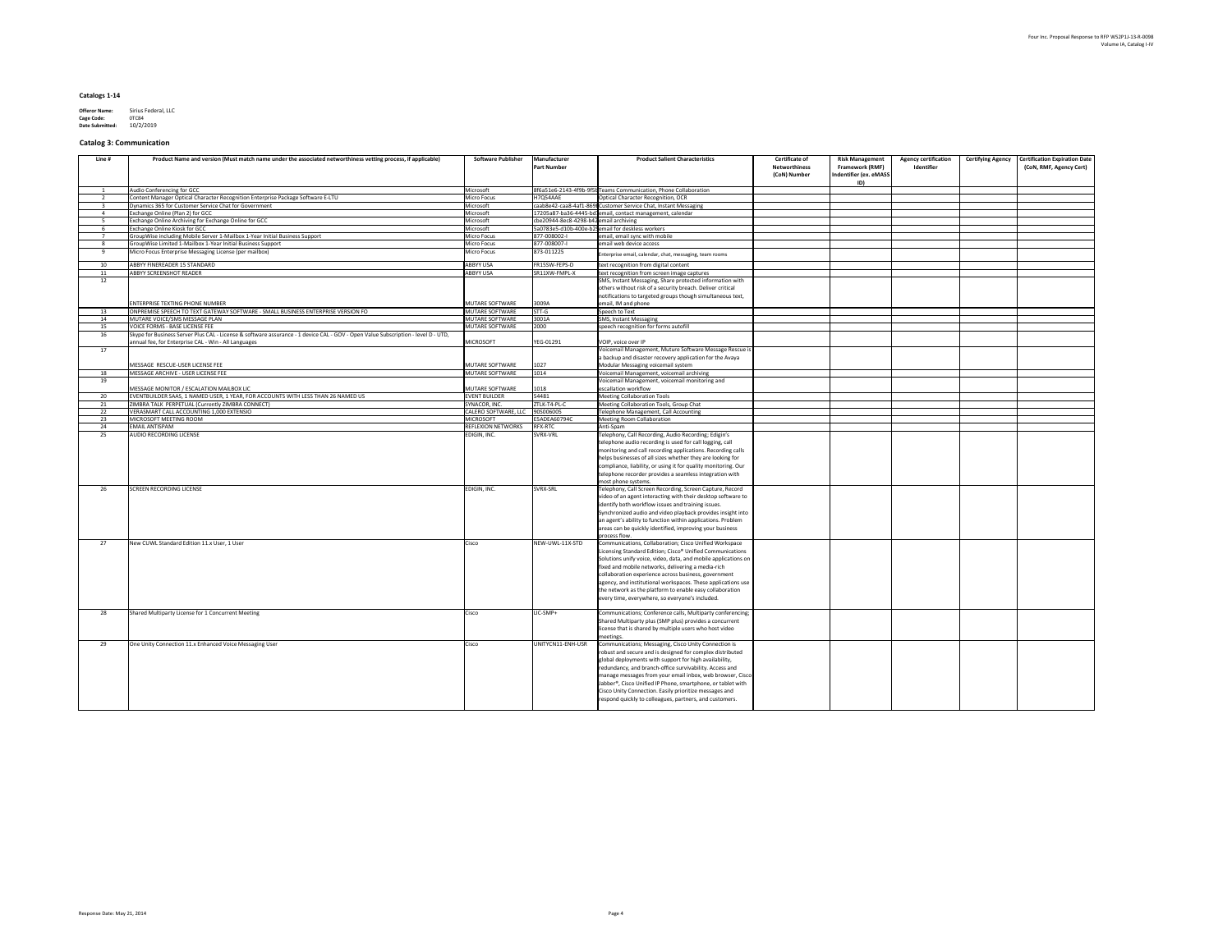## Catalogs 1-14

**Offeror Name:** Sirius Federal, LLC
**Cage Code:** 0TC84
**Date Submitted:** 10/2/2019

### Catalog 3: Communication

| Line # | Product Name and version (Must match name under the associated networthiness vetting process, if applicable) | Software Publisher | Manufacturer Part Number | Product Salient Characteristics | Certificate of Networthiness (CoN) Number | Risk Management Framework (RMF) Indentifier (ex. eMASS ID) | Agency certification Identifier | Certifying Agency | Certification Expiration Date (CoN, RMF, Agency Cert) |
|---|---|---|---|---|---|---|---|---|---|
| 1 | Audio Conferencing for GCC | Microsoft | 8f6a51e6-2143-4f9b-9f5b | Teams Communication, Phone Collaboration | | | | | |
| 2 | Content Manager Optical Character Recognition Enterprise Package Software E-LTU | Micro Focus | H7Q54AAE | Optical Character Recognition, OCR | | | | | |
| 3 | Dynamics 365 for Customer Service Chat for Government | Microsoft | caab8e42-caa8-4af1-8698 | Customer Service Chat, Instant Messaging | | | | | |
| 4 | Exchange Online (Plan 2) for GCC | Microsoft | 17205a87-ba36-4445-bd1 | email, contact management, calendar | | | | | |
| 5 | Exchange Online Archiving for Exchange Online for GCC | Microsoft | cbe20944-8ec8-4298-b42 | email archiving | | | | | |
| 6 | Exchange Online Kiosk for GCC | Microsoft | 5a0783e5-d10b-400e-b29 | email for deskless workers | | | | | |
| 7 | GroupWise including Mobile Server 1-Mailbox 1-Year Initial Business Support | Micro Focus | 877-008002-I | email, email sync with mobile | | | | | |
| 8 | GroupWise Limited 1-Mailbox 1-Year Initial Business Support | Micro Focus | 877-008007-I | email web device access | | | | | |
| 9 | Micro Focus Enterprise Messaging License (per mailbox) | Micro Focus | 873-011225 | Enterprise email, calendar, chat, messaging, team rooms | | | | | |
| 10 | ABBYY FINEREADER 15 STANDARD | ABBYY USA | FR15SW-FEPS-D | text recognition from digital content | | | | | |
| 11 | ABBYY SCREENSHOT READER | ABBYY USA | SR11XW-FMPL-X | text recognition from screen image captures | | | | | |
| 12 | ENTERPRISE TEXTING PHONE NUMBER | MUTARE SOFTWARE | 3009A | SMS, Instant Messaging, Share protected information with others without risk of a security breach. Deliver critical notifications to targeted groups though simultaneous text, email, IM and phone | | | | | |
| 13 | ONPREMISE SPEECH TO TEXT GATEWAY SOFTWARE - SMALL BUSINESS ENTERPRISE VERSION FO | MUTARE SOFTWARE | STT-G | Speech to Text | | | | | |
| 14 | MUTARE VOICE/SMS MESSAGE PLAN | MUTARE SOFTWARE | 3001A | SMS, Instant Messaging | | | | | |
| 15 | VOICE FORMS - BASE LICENSE FEE | MUTARE SOFTWARE | 2000 | speech recognition for forms autofill | | | | | |
| 16 | Skype for Business Server Plus CAL - License & software assurance - 1 device CAL - GOV - Open Value Subscription - level D - UTD, annual fee, for Enterprise CAL - Win - All Languages | MICROSOFT | YEG-01291 | VOIP, voice over IP | | | | | |
| 17 | MESSAGE RESCUE-USER LICENSE FEE | MUTARE SOFTWARE | 1027 | Voicemail Management, Muture Software Message Rescue is a backup and disaster recovery application for the Avaya Modular Messaging voicemail system | | | | | |
| 18 | MESSAGE ARCHIVE - USER LICENSE FEE | MUTARE SOFTWARE | 1014 | Voicemail Management, voicemail archiving | | | | | |
| 19 | MESSAGE MONITOR / ESCALATION MAILBOX LIC | MUTARE SOFTWARE | 1018 | Voicemail Management, voicemail monitoring and escallation workflow | | | | | |
| 20 | EVENTBUILDER SAAS, 1 NAMED USER, 1 YEAR, FOR ACCOUNTS WITH LESS THAN 26 NAMED US | EVENT BUILDER | 54481 | Meeting Collaboration Tools | | | | | |
| 21 | ZIMBRA TALK PERPETUAL (Currently ZIMBRA CONNECT) | SYNACOR, INC. | ZTLK-T4-PL-C | Meeting Collaboration Tools, Group Chat | | | | | |
| 22 | VERASMART CALL ACCOUNTING 1,000 EXTENSIO | CALERO SOFTWARE, LLC | 905006005 | Telephone Management, Call Accounting | | | | | |
| 23 | MICROSOFT MEETING ROOM | MICROSOFT | E5ADEA60794C | Meeting Room Collaboration | | | | | |
| 24 | EMAIL ANTISPAM | REFLEXION NETWORKS | RFX-RTC | Anti-Spam | | | | | |
| 25 | AUDIO RECORDING LICENSE | EDIGIN, INC. | SVRX-VRL | Telephony, Call Recording, Audio Recording; Edigin's telephone audio recording is used for call logging, call monitoring and call recording applications. Recording calls helps businesses of all sizes whether they are looking for compliance, liability, or using it for quality monitoring. Our telephone recorder provides a seamless integration with most phone systems. | | | | | |
| 26 | SCREEN RECORDING LICENSE | EDIGIN, INC. | SVRX-SRL | Telephony, Call Screen Recording, Screen Capture, Record video of an agent interacting with their desktop software to identify both workflow issues and training issues. Synchronized audio and video playback provides insight into an agent's ability to function within applications. Problem areas can be quickly identified, improving your business process flow. | | | | | |
| 27 | New CUWL Standard Edition 11.x User, 1 User | Cisco | NEW-UWL-11X-STD | Communications, Collaboration; Cisco Unified Workspace Licensing Standard Edition; Cisco® Unified Communications Solutions unify voice, video, data, and mobile applications on fixed and mobile networks, delivering a media-rich collaboration experience across business, government agency, and institutional workspaces. These applications use the network as the platform to enable easy collaboration every time, everywhere, so everyone's included. | | | | | |
| 28 | Shared Multiparty License for 1 Concurrent Meeting | Cisco | LIC-SMP+ | Communications; Conference calls, Multiparty conferencing; Shared Multiparty plus (SMP plus) provides a concurrent license that is shared by multiple users who host video meetings. | | | | | |
| 29 | One Unity Connection 11.x Enhanced Voice Messaging User | Cisco | UNITYCN11-ENH-USR | Communications; Messaging, Cisco Unity Connection is robust and secure and is designed for complex distributed global deployments with support for high availability, redundancy, and branch-office survivability. Access and manage messages from your email inbox, web browser, Cisco Jabber®, Cisco Unified IP Phone, smartphone, or tablet with Cisco Unity Connection. Easily prioritize messages and respond quickly to colleagues, partners, and customers. | | | | | |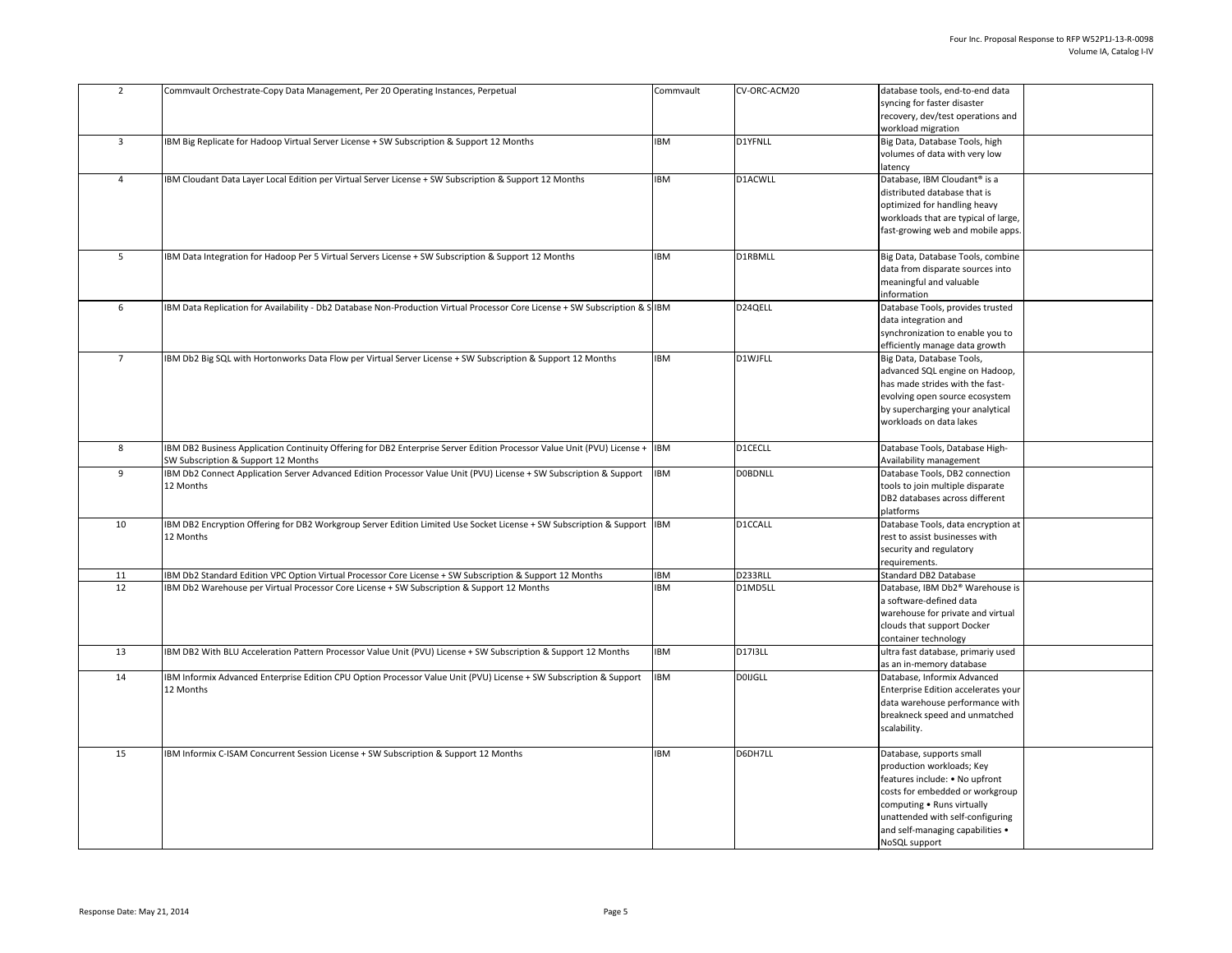| | | | | | |
|---|---|---|---|---|---|
| 2 | Commvault Orchestrate-Copy Data Management, Per 20 Operating Instances, Perpetual | Commvault | CV-ORC-ACM20 | database tools, end-to-end data syncing for faster disaster recovery, dev/test operations and workload migration | |
| 3 | IBM Big Replicate for Hadoop Virtual Server License + SW Subscription & Support 12 Months | IBM | D1YFNLL | Big Data, Database Tools, high volumes of data with very low latency | |
| 4 | IBM Cloudant Data Layer Local Edition per Virtual Server License + SW Subscription & Support 12 Months | IBM | D1ACWLL | Database, IBM Cloudant® is a distributed database that is optimized for handling heavy workloads that are typical of large, fast-growing web and mobile apps. | |
| 5 | IBM Data Integration for Hadoop Per 5 Virtual Servers License + SW Subscription & Support 12 Months | IBM | D1RBMLL | Big Data, Database Tools, combine data from disparate sources into meaningful and valuable information | |
| 6 | IBM Data Replication for Availability - Db2 Database Non-Production Virtual Processor Core License + SW Subscription & S | IBM | D24QELL | Database Tools, provides trusted data integration and synchronization to enable you to efficiently manage data growth | |
| 7 | IBM Db2 Big SQL with Hortonworks Data Flow per Virtual Server License + SW Subscription & Support 12 Months | IBM | D1WJFLL | Big Data, Database Tools, advanced SQL engine on Hadoop, has made strides with the fast-evolving open source ecosystem by supercharging your analytical workloads on data lakes | |
| 8 | IBM DB2 Business Application Continuity Offering for DB2 Enterprise Server Edition Processor Value Unit (PVU) License + SW Subscription & Support 12 Months | IBM | D1CECLL | Database Tools, Database High-Availability management | |
| 9 | IBM Db2 Connect Application Server Advanced Edition Processor Value Unit (PVU) License + SW Subscription & Support 12 Months | IBM | D0BDNLL | Database Tools, DB2 connection tools to join multiple disparate DB2 databases across different platforms | |
| 10 | IBM DB2 Encryption Offering for DB2 Workgroup Server Edition Limited Use Socket License + SW Subscription & Support 12 Months | IBM | D1CCALL | Database Tools, data encryption at rest to assist businesses with security and regulatory requirements. | |
| 11 | IBM Db2 Standard Edition VPC Option Virtual Processor Core License + SW Subscription & Support 12 Months | IBM | D233RLL | Standard DB2 Database | |
| 12 | IBM Db2 Warehouse per Virtual Processor Core License + SW Subscription & Support 12 Months | IBM | D1MD5LL | Database, IBM Db2® Warehouse is a software-defined data warehouse for private and virtual clouds that support Docker container technology | |
| 13 | IBM DB2 With BLU Acceleration Pattern Processor Value Unit (PVU) License + SW Subscription & Support 12 Months | IBM | D17I3LL | ultra fast database, primariy used as an in-memory database | |
| 14 | IBM Informix Advanced Enterprise Edition CPU Option Processor Value Unit (PVU) License + SW Subscription & Support 12 Months | IBM | D0IJGLL | Database, Informix Advanced Enterprise Edition accelerates your data warehouse performance with breakneck speed and unmatched scalability. | |
| 15 | IBM Informix C-ISAM Concurrent Session License + SW Subscription & Support 12 Months | IBM | D6DH7LL | Database, supports small production workloads; Key features include: • No upfront costs for embedded or workgroup computing • Runs virtually unattended with self-configuring and self-managing capabilities • NoSQL support | |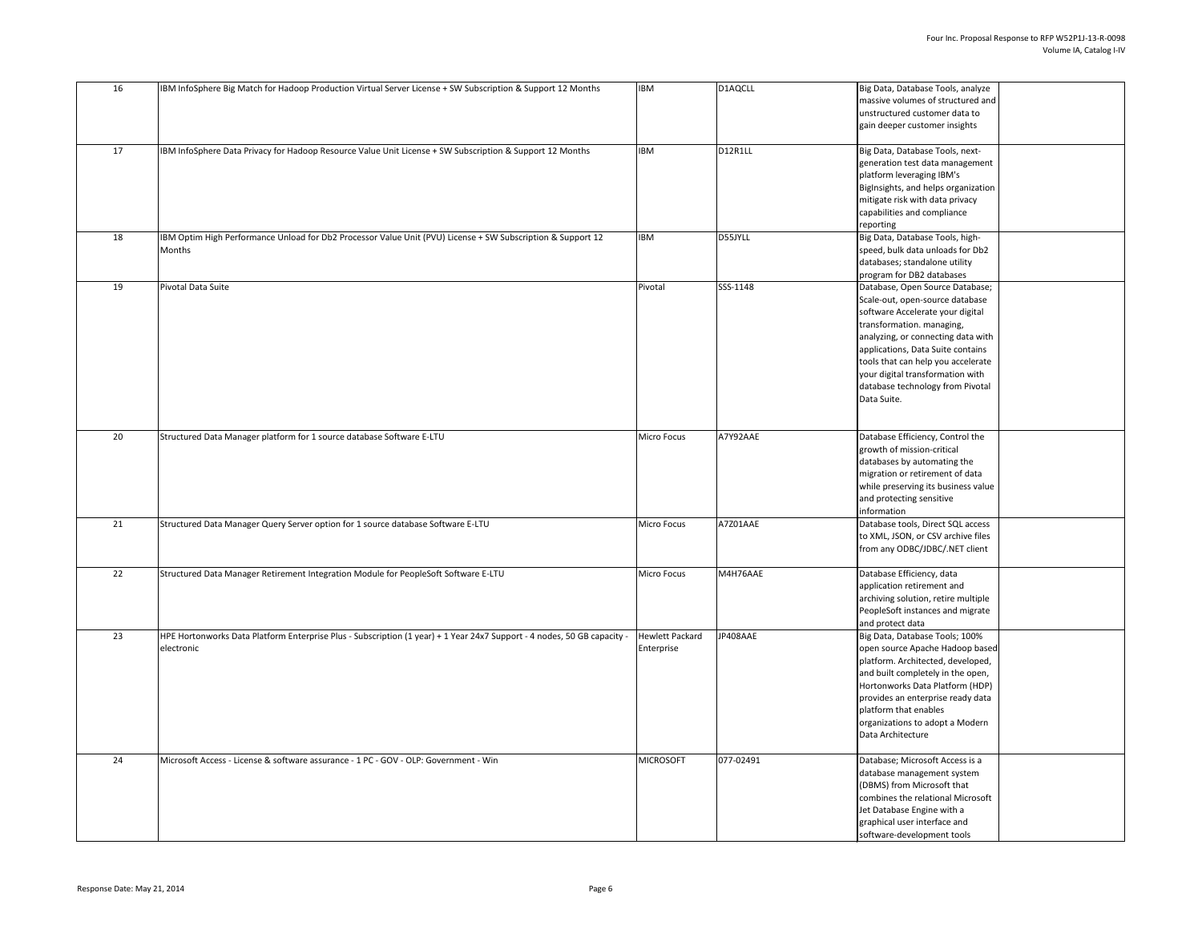| 16 | IBM InfoSphere Big Match for Hadoop Production Virtual Server License + SW Subscription & Support 12 Months | IBM | D1AQCLL | Big Data, Database Tools, analyze massive volumes of structured and unstructured customer data to gain deeper customer insights | |
|---|---|---|---|---|---|
| 17 | IBM InfoSphere Data Privacy for Hadoop Resource Value Unit License + SW Subscription & Support 12 Months | IBM | D12R1LL | Big Data, Database Tools, next-generation test data management platform leveraging IBM's BigInsights, and helps organization mitigate risk with data privacy capabilities and compliance reporting | |
| 18 | IBM Optim High Performance Unload for Db2 Processor Value Unit (PVU) License + SW Subscription & Support 12 Months | IBM | D55JYLL | Big Data, Database Tools, high-speed, bulk data unloads for Db2 databases; standalone utility program for DB2 databases | |
| 19 | Pivotal Data Suite | Pivotal | SSS-1148 | Database, Open Source Database; Scale-out, open-source database software Accelerate your digital transformation. managing, analyzing, or connecting data with applications, Data Suite contains tools that can help you accelerate your digital transformation with database technology from Pivotal Data Suite. | |
| 20 | Structured Data Manager platform for 1 source database Software E-LTU | Micro Focus | A7Y92AAE | Database Efficiency, Control the growth of mission-critical databases by automating the migration or retirement of data while preserving its business value and protecting sensitive information | |
| 21 | Structured Data Manager Query Server option for 1 source database Software E-LTU | Micro Focus | A7Z01AAE | Database tools, Direct SQL access to XML, JSON, or CSV archive files from any ODBC/JDBC/.NET client | |
| 22 | Structured Data Manager Retirement Integration Module for PeopleSoft Software E-LTU | Micro Focus | M4H76AAE | Database Efficiency, data application retirement and archiving solution, retire multiple PeopleSoft instances and migrate and protect data | |
| 23 | HPE Hortonworks Data Platform Enterprise Plus - Subscription (1 year) + 1 Year 24x7 Support - 4 nodes, 50 GB capacity - electronic | Hewlett Packard Enterprise | JP408AAE | Big Data, Database Tools; 100% open source Apache Hadoop based platform. Architected, developed, and built completely in the open, Hortonworks Data Platform (HDP) provides an enterprise ready data platform that enables organizations to adopt a Modern Data Architecture | |
| 24 | Microsoft Access - License & software assurance - 1 PC - GOV - OLP: Government - Win | MICROSOFT | 077-02491 | Database; Microsoft Access is a database management system (DBMS) from Microsoft that combines the relational Microsoft Jet Database Engine with a graphical user interface and software-development tools | |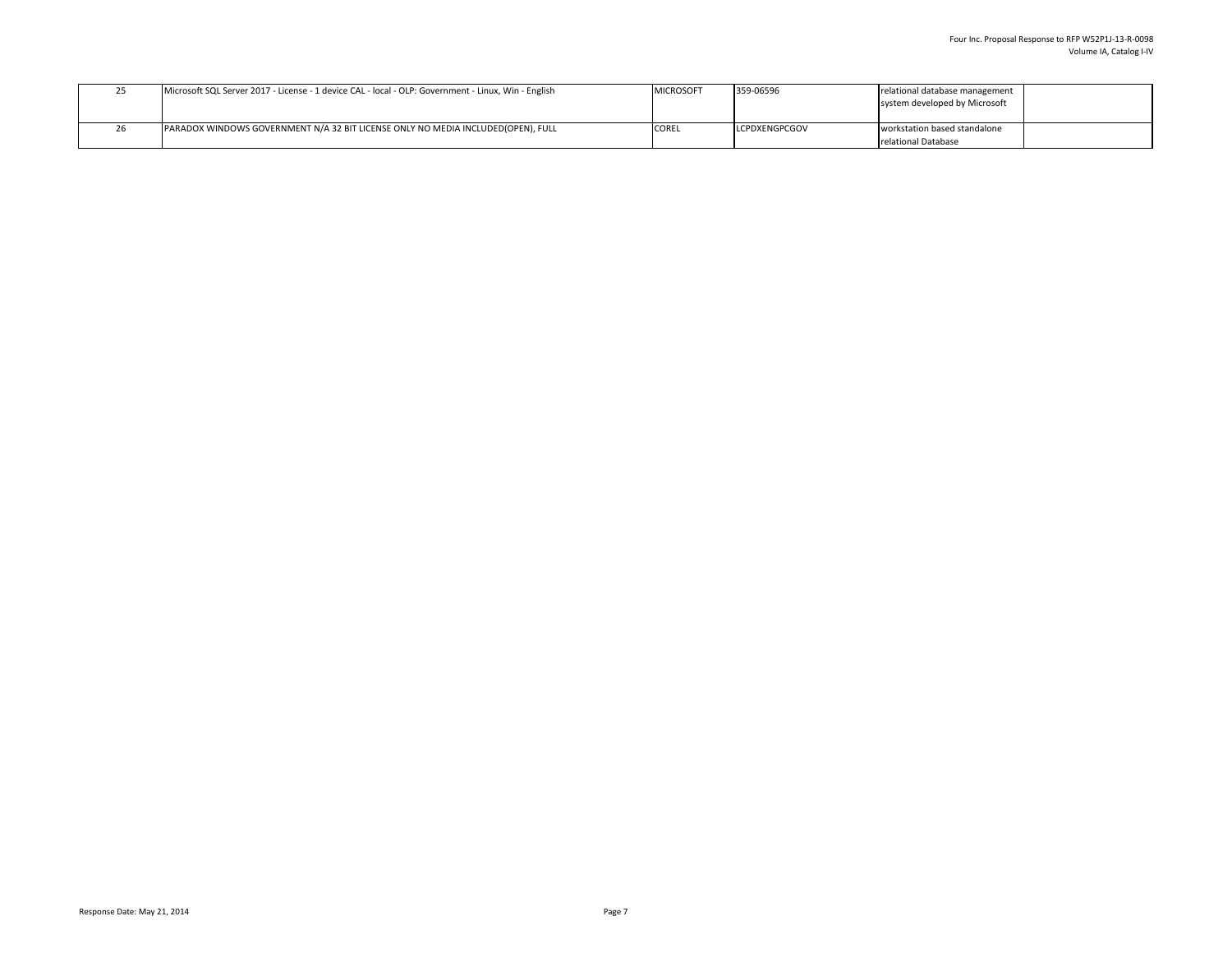| 25 | Microsoft SQL Server 2017 - License - 1 device CAL - local - OLP: Government - Linux, Win - English | MICROSOFT | 359-06596 | relational database management system developed by Microsoft | |
|---|---|---|---|---|---|
| 26 | PARADOX WINDOWS GOVERNMENT N/A 32 BIT LICENSE ONLY NO MEDIA INCLUDED(OPEN), FULL | COREL | LCPDXENGPCGOV | workstation based standalone relational Database | |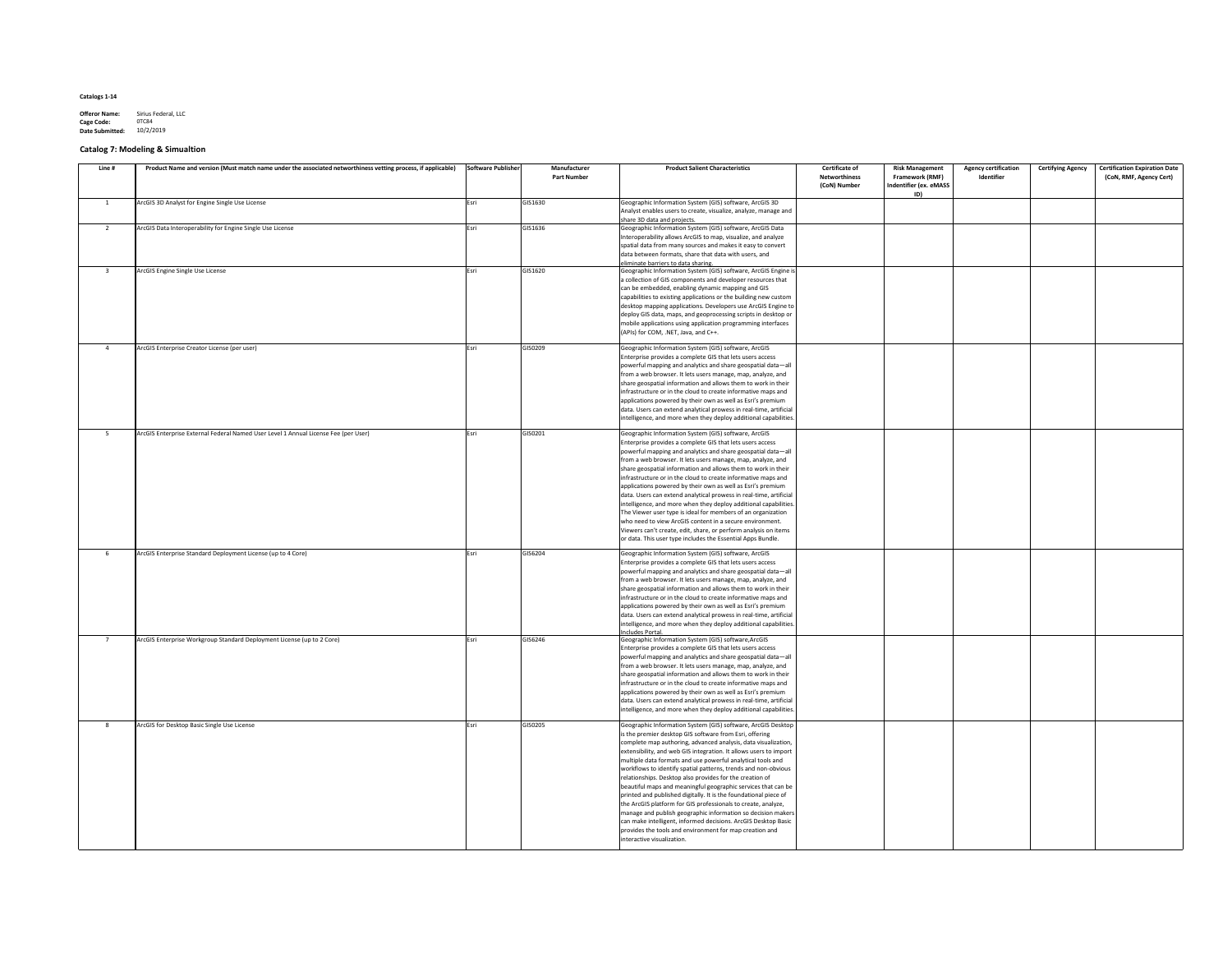**Catalogs 1-14**

**Offeror Name:** Sirius Federal, LLC
**Cage Code:** 0TC84
**Date Submitted:** 10/2/2019

### Catalog 7: Modeling & Simualtion

| Line # | Product Name and version (Must match name under the associated networthiness vetting process, if applicable) | Software Publisher | Manufacturer Part Number | Product Salient Characteristics | Certificate of Networthiness (CoN) Number | Risk Management Framework (RMF) Indentifier (ex. eMASS ID) | Agency certification Identifier | Certifying Agency | Certification Expiration Date (CoN, RMF, Agency Cert) |
|---|---|---|---|---|---|---|---|---|---|
| 1 | ArcGIS 3D Analyst for Engine Single Use License | Esri | GIS1630 | Geographic Information System (GIS) software, ArcGIS 3D Analyst enables users to create, visualize, analyze, manage and share 3D data and projects. | | | | | |
| 2 | ArcGIS Data Interoperability for Engine Single Use License | Esri | GIS1636 | Geographic Information System (GIS) software, ArcGIS Data Interoperability allows ArcGIS to map, visualize, and analyze spatial data from many sources and makes it easy to convert data between formats, share that data with users, and eliminate barriers to data sharing. | | | | | |
| 3 | ArcGIS Engine Single Use License | Esri | GIS1620 | Geographic Information System (GIS) software, ArcGIS Engine is a collection of GIS components and developer resources that can be embedded, enabling dynamic mapping and GIS capabilities to existing applications or the building new custom desktop mapping applications. Developers use ArcGIS Engine to deploy GIS data, maps, and geoprocessing scripts in desktop or mobile applications using application programming interfaces (APIs) for COM, .NET, Java, and C++. | | | | | |
| 4 | ArcGIS Enterprise Creator License (per user) | Esri | GIS0209 | Geographic Information System (GIS) software, ArcGIS Enterprise provides a complete GIS that lets users access powerful mapping and analytics and share geospatial data—all from a web browser. It lets users manage, map, analyze, and share geospatial information and allows them to work in their infrastructure or in the cloud to create informative maps and applications powered by their own as well as Esri's premium data. Users can extend analytical prowess in real-time, artificial intelligence, and more when they deploy additional capabilities. | | | | | |
| 5 | ArcGIS Enterprise External Federal Named User Level 1 Annual License Fee (per User) | Esri | GIS0201 | Geographic Information System (GIS) software, ArcGIS Enterprise provides a complete GIS that lets users access powerful mapping and analytics and share geospatial data—all from a web browser. It lets users manage, map, analyze, and share geospatial information and allows them to work in their infrastructure or in the cloud to create informative maps and applications powered by their own as well as Esri's premium data. Users can extend analytical prowess in real-time, artificial intelligence, and more when they deploy additional capabilities. The Viewer user type is ideal for members of an organization who need to view ArcGIS content in a secure environment. Viewers can't create, edit, share, or perform analysis on items or data. This user type includes the Essential Apps Bundle. | | | | | |
| 6 | ArcGIS Enterprise Standard Deployment License (up to 4 Core) | Esri | GIS6204 | Geographic Information System (GIS) software, ArcGIS Enterprise provides a complete GIS that lets users access powerful mapping and analytics and share geospatial data—all from a web browser. It lets users manage, map, analyze, and share geospatial information and allows them to work in their infrastructure or in the cloud to create informative maps and applications powered by their own as well as Esri's premium data. Users can extend analytical prowess in real-time, artificial intelligence, and more when they deploy additional capabilities. Includes Portal. | | | | | |
| 7 | ArcGIS Enterprise Workgroup Standard Deployment License (up to 2 Core) | Esri | GIS6246 | Geographic Information System (GIS) software,ArcGIS Enterprise provides a complete GIS that lets users access powerful mapping and analytics and share geospatial data—all from a web browser. It lets users manage, map, analyze, and share geospatial information and allows them to work in their infrastructure or in the cloud to create informative maps and applications powered by their own as well as Esri's premium data. Users can extend analytical prowess in real-time, artificial intelligence, and more when they deploy additional capabilities. | | | | | |
| 8 | ArcGIS for Desktop Basic Single Use License | Esri | GIS0205 | Geographic Information System (GIS) software, ArcGIS Desktop is the premier desktop GIS software from Esri, offering complete map authoring, advanced analysis, data visualization, extensibility, and web GIS integration. It allows users to import multiple data formats and use powerful analytical tools and workflows to identify spatial patterns, trends and non-obvious relationships. Desktop also provides for the creation of beautiful maps and meaningful geographic services that can be printed and published digitally. It is the foundational piece of the ArcGIS platform for GIS professionals to create, analyze, manage and publish geographic information so decision makers can make intelligent, informed decisions. ArcGIS Desktop Basic provides the tools and environment for map creation and interactive visualization. | | | | | |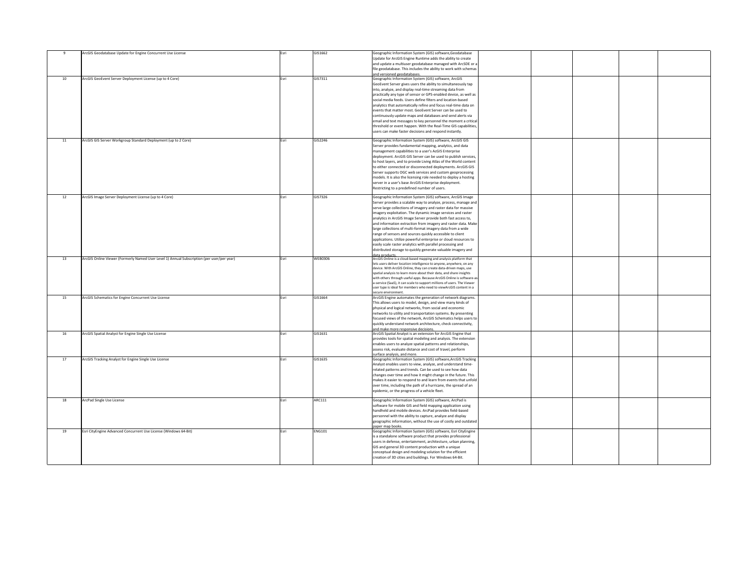| | | | | | | | | | |
|---|---|---|---|---|---|---|---|---|---|
| 9 | ArcGIS Geodatabase Update for Engine Concurrent Use License | Esri | GIS1662 | Geographic Information System (GIS) software,Geodatabase Update for ArcGIS Engine Runtime adds the ability to create and update a multiuser geodatabase managed with ArcSDE or a file geodatabase. This includes the ability to work with schemas and versioned geodatabases. | | | | | |
| 10 | ArcGIS GeoEvent Server Deployment License (up to 4 Core) | Esri | GIS7311 | Geographic Information System (GIS) software, ArcGIS GeoEvent Server gives users the ability to simultaneously tap into, analyze, and display real-time streaming data from practically any type of sensor or GPS-enabled device, as well as social media feeds. Users define filters and location-based analytics that automatically refine and focus real-time data on events that matter most. GeoEvent Server can be used to continuously update maps and databases and send alerts via email and text messages to key personnel the moment a critical threshold or event happen. With the Real-Time GIS capabilities, users can make faster decisions and respond instantly. | | | | | |
| 11 | ArcGIS GIS Server Workgroup Standard Deployment (up to 2 Core) | Esri | GIS2246 | Geographic Information System (GIS) software, ArcGIS GIS Server provides fundamental mapping, analytics, and data management capabilities to a user's ArcGIS Enterprise deployment. ArcGIS GIS Server can be used to publish services, to host layers, and to provide Living Atlas of the World content to either connected or disconnected deployments. ArcGIS GIS Server supports OGC web services and custom geoprocessing models. It is also the licensing role needed to deploy a hosting server in a user's base ArcGIS Enterprise deployment. Restricting to a predefined number of users. | | | | | |
| 12 | ArcGIS Image Server Deployment License (up to 4 Core) | Esri | GIS7326 | Geographic Information System (GIS) software, ArcGIS Image Server provides a scalable way to analyze, process, manage and serve large collections of imagery and raster data for massive imagery exploitation. The dynamic image services and raster analytics in ArcGIS Image Server provide both fast access to, and information extraction from imagery and raster data. Make large collections of multi-format imagery data from a wide range of sensors and sources quickly accessible to client applications. Utilize powerful enterprise or cloud resources to easily scale raster analytics with parallel processing and distributed storage to quickly generate valuable imagery and data products. | | | | | |
| 13 | ArcGIS Online Viewer (Formerly Named User Level 1) Annual Subscription (per user/per year) | Esri | WEB0306 | ArcGIS Online is a cloud-based mapping and analysis platform that lets users deliver location intelligence to anyone, anywhere, on any device. With ArcGIS Online, they can create data-driven maps, use spatial analysis to learn more about their data, and share insights with others through useful apps. Because ArcGIS Online is software-as-a-service (SaaS), it can scale to support millions of users. The Viewer user type is ideal for members who need to viewArcGIS content in a secure environment. | | | | | |
| 15 | ArcGIS Schematics for Engine Concurrent Use License | Esri | GIS1664 | ArcGIS Engine automates the generation of network diagrams. This allows users to model, design, and view many kinds of physical and logical networks, from social and economic networks to utility and transportation systems. By presenting focused views of the network, ArcGIS Schematics helps users to quickly understand network architecture, check connectivity, and make more responsive decisions. | | | | | |
| 16 | ArcGIS Spatial Analyst for Engine Single Use License | Esri | GIS1631 | ArcGIS Spatial Analyst is an extension for ArcGIS Engine that provides tools for spatial modeling and analysis. The extension enables users to analyze spatial patterns and relationships, assess risk, evaluate distance and cost of travel, perform surface analysis, and more. | | | | | |
| 17 | ArcGIS Tracking Analyst for Engine Single Use License | Esri | GIS1635 | Geographic Information System (GIS) software,ArcGIS Tracking Analyst enables users to view, analyze, and understand time-related patterns and trends. Can be used to see how data changes over time and how it might change in the future. This makes it easier to respond to and learn from events that unfold over time, including the path of a hurricane, the spread of an epidemic, or the progress of a vehicle fleet. | | | | | |
| 18 | ArcPad Single Use License | Esri | ARC111 | Geographic Information System (GIS) software, ArcPad is software for mobile GIS and field mapping application using handheld and mobile devices. ArcPad provides field-based personnel with the ability to capture, analyze and display geographic information, without the use of costly and outdated paper map books. | | | | | |
| 19 | Esri CityEngine Advanced Concurrent Use License (Windows 64-Bit) | Esri | ENG101 | Geographic Information System (GIS) software, Esri CityEngine is a standalone software product that provides professional users in defense, entertainment, architecture, urban planning, GIS and general 3D content production with a unique conceptual design and modeling solution for the efficient creation of 3D cities and buildings. For Windows 64-Bit. | | | | | |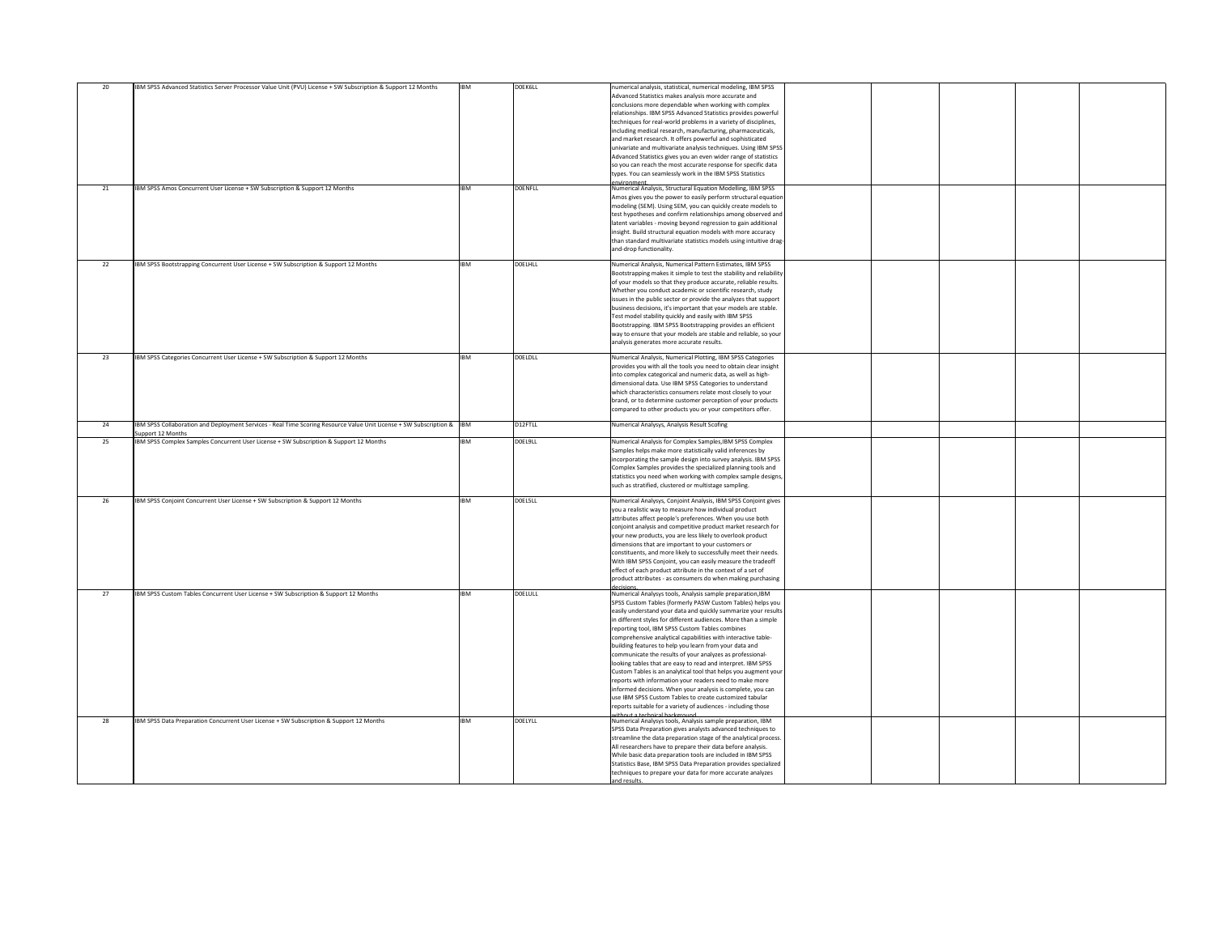| 20 | IBM SPSS Advanced Statistics Server Processor Value Unit (PVU) License + SW Subscription & Support 12 Months | IBM | D0EK6LL | numerical analysis, statistical, numerical modeling, IBM SPSS Advanced Statistics makes analysis more accurate and conclusions more dependable when working with complex relationships. IBM SPSS Advanced Statistics provides powerful techniques for real-world problems in a variety of disciplines, including medical research, manufacturing, pharmaceuticals, and market research. It offers powerful and sophisticated univariate and multivariate analysis techniques. Using IBM SPSS Advanced Statistics gives you an even wider range of statistics so you can reach the most accurate response for specific data types. You can seamlessly work in the IBM SPSS Statistics environment. | | | | | |
|---|---|---|---|---|---|---|---|---|---|
| 21 | IBM SPSS Amos Concurrent User License + SW Subscription & Support 12 Months | IBM | D0ENFLL | Numerical Analysis, Structural Equation Modelling, IBM SPSS Amos gives you the power to easily perform structural equation modeling (SEM). Using SEM, you can quickly create models to test hypotheses and confirm relationships among observed and latent variables - moving beyond regression to gain additional insight. Build structural equation models with more accuracy than standard multivariate statistics models using intuitive drag-and-drop functionality. | | | | | |
| 22 | IBM SPSS Bootstrapping Concurrent User License + SW Subscription & Support 12 Months | IBM | D0ELHLL | Numerical Analysis, Numerical Pattern Estimates, IBM SPSS Bootstrapping makes it simple to test the stability and reliability of your models so that they produce accurate, reliable results. Whether you conduct academic or scientific research, study issues in the public sector or provide the analyzes that support business decisions, it's important that your models are stable. Test model stability quickly and easily with IBM SPSS Bootstrapping. IBM SPSS Bootstrapping provides an efficient way to ensure that your models are stable and reliable, so your analysis generates more accurate results. | | | | | |
| 23 | IBM SPSS Categories Concurrent User License + SW Subscription & Support 12 Months | IBM | D0ELDLL | Numerical Analysis, Numerical Plotting, IBM SPSS Categories provides you with all the tools you need to obtain clear insight into complex categorical and numeric data, as well as high-dimensional data. Use IBM SPSS Categories to understand which characteristics consumers relate most closely to your brand, or to determine customer perception of your products compared to other products you or your competitors offer. | | | | | |
| 24 | IBM SPSS Collaboration and Deployment Services - Real Time Scoring Resource Value Unit License + SW Subscription & Support 12 Months | IBM | D12FTLL | Numerical Analysys, Analysis Result Scofing | | | | | |
| 25 | IBM SPSS Complex Samples Concurrent User License + SW Subscription & Support 12 Months | IBM | D0EL9LL | Numerical Analysis for Complex Samples,IBM SPSS Complex Samples helps make more statistically valid inferences by incorporating the sample design into survey analysis. IBM SPSS Complex Samples provides the specialized planning tools and statistics you need when working with complex sample designs, such as stratified, clustered or multistage sampling. | | | | | |
| 26 | IBM SPSS Conjoint Concurrent User License + SW Subscription & Support 12 Months | IBM | D0EL5LL | Numerical Analysys, Conjoint Analysis, IBM SPSS Conjoint gives you a realistic way to measure how individual product attributes affect people's preferences. When you use both conjoint analysis and competitive product market research for your new products, you are less likely to overlook product dimensions that are important to your customers or constituents, and more likely to successfully meet their needs. With IBM SPSS Conjoint, you can easily measure the tradeoff effect of each product attribute in the context of a set of product attributes - as consumers do when making purchasing decisions. | | | | | |
| 27 | IBM SPSS Custom Tables Concurrent User License + SW Subscription & Support 12 Months | IBM | D0ELULL | Numerical Analysys tools, Analysis sample preparation,IBM SPSS Custom Tables (formerly PASW Custom Tables) helps you easily understand your data and quickly summarize your results in different styles for different audiences. More than a simple reporting tool, IBM SPSS Custom Tables combines comprehensive analytical capabilities with interactive table-building features to help you learn from your data and communicate the results of your analyzes as professional-looking tables that are easy to read and interpret. IBM SPSS Custom Tables is an analytical tool that helps you augment your reports with information your readers need to make more informed decisions. When your analysis is complete, you can use IBM SPSS Custom Tables to create customized tabular reports suitable for a variety of audiences - including those without a technical background. | | | | | |
| 28 | IBM SPSS Data Preparation Concurrent User License + SW Subscription & Support 12 Months | IBM | D0ELYLL | Numerical Analysys tools, Analysis sample preparation, IBM SPSS Data Preparation gives analysts advanced techniques to streamline the data preparation stage of the analytical process. All researchers have to prepare their data before analysis. While basic data preparation tools are included in IBM SPSS Statistics Base, IBM SPSS Data Preparation provides specialized techniques to prepare your data for more accurate analyzes and results. | | | | | |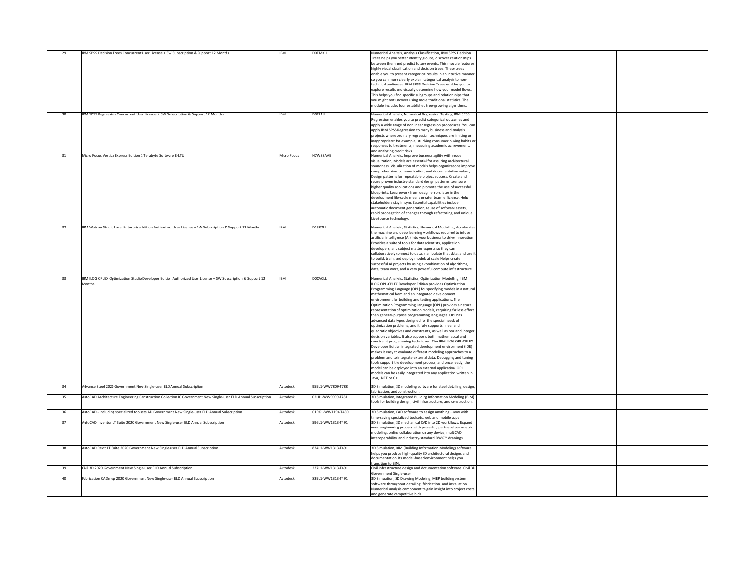| | | | | | | | | | |
|---|---|---|---|---|---|---|---|---|---|
| 29 | IBM SPSS Decision Trees Concurrent User License + SW Subscription & Support 12 Months | IBM | D0EMKLL | Numerical Analysis, Analysis Classification, IBM SPSS Decision Trees helps you better identify groups, discover relationships between them and predict future events. This module features highly visual classification and decision trees. These trees enable you to present categorical results in an intuitive manner, so you can more clearly explain categorical analysis to non-technical audiences. IBM SPSS Decision Trees enables you to explore results and visually determine how your model flows. This helps you find specific subgroups and relationships that you might not uncover using more traditional statistics. The module includes four established tree-growing algorithms. | | | | | |
| 30 | IBM SPSS Regression Concurrent User License + SW Subscription & Support 12 Months | IBM | D0EL1LL | Numerical Analysis, Numerical Regression Testing, IBM SPSS Regression enables you to predict categorical outcomes and apply a wide range of nonlinear regression procedures. You can apply IBM SPSS Regression to many business and analysis projects where ordinary regression techniques are limiting or inappropriate: for example, studying consumer buying habits or responses to treatments, measuring academic achievement, and analyzing credit risks. | | | | | |
| 31 | Micro Focus Vertica Express Edition 1 Terabyte Software E-LTU | Micro Focus | H7W33AAE | Numerical Analysis, Improve business agility with model visualization, Models are essential for assuring architectural soundness. Visualization of models helps organizations improve comprehension, communication, and documentation value., Design patterns for repeatable project success. Create and reuse proven industry-standard design patterns to ensure higher quality applications and promote the use of successful blueprints. Less rework from design errors later in the development life-cycle means greater team efficiency. Help stakeholders stay in sync Essential capabilities include automatic document generation, reuse of software assets, rapid propagation of changes through refactoring, and unique LiveSource technology. | | | | | |
| 32 | IBM Watson Studio Local Enterprise Edition Authorized User License + SW Subscription & Support 12 Months | IBM | D1SR7LL | Numerical Analysis, Statistics, Numerical Modelling, Accelerates the machine and deep learning workflows required to infuse artificial intelligence (AI) into your business to drive innovation Provides a suite of tools for data scientists, application developers, and subject matter experts so they can collaboratively connect to data, manipulate that data, and use it to build, train, and deploy models at scale Helps create successful AI projects by using a combination of algorithms, data, team work, and a very powerful compute infrastructure | | | | | |
| 33 | IBM ILOG CPLEX Optimization Studio Developer Edition Authorized User License + SW Subscription & Support 12 Months | IBM | D0CV0LL | Numerical Analysis, Statistics, Optimization Modelling, IBM ILOG OPL-CPLEX Developer Edition provides Optimization Programming Language (OPL) for specifying models in a natural mathematical form and an integrated development environment for building and testing applications. The Optimization Programming Language (OPL) provides a natural representation of optimization models, requiring far less effort than general-purpose programming languages. OPL has advanced data types designed for the special needs of optimization problems, and it fully supports linear and quadratic objectives and constraints, as well as real and integer decision variables. It also supports both mathematical and constraint programming techniques. The IBM ILOG OPL-CPLEX Developer Edition integrated development environment (IDE) makes it easy to evaluate different modeling approaches to a problem and to integrate external data. Debugging and tuning tools support the development process, and once ready, the model can be deployed into an external application. OPL models can be easily integrated into any application written in Java, .NET or C++. | | | | | |
| 34 | Advance Steel 2020 Government New Single-user ELD Annual Subscription | Autodesk | 959L1-WW7809-T788 | 3D Simulation, 3D modeling software for steel detailing, design, fabrication, and construction. | | | | | |
| 35 | AutoCAD Architecture Engineering Construction Collection IC Government New Single-user ELD Annual Subscription | Autodesk | 02HI1-WW9099-T781 | 3D Simulation, Integrated Building Information Modeling (BIM) tools for building design, civil infrastructure, and construction. | | | | | |
| 36 | AutoCAD - including specialized toolsets AD Government New Single-user ELD Annual Subscription | Autodesk | C1RK1-WW1194-T430 | 3D Simulation, CAD software to design anything—now with time-saving specialized toolsets, web and mobile apps | | | | | |
| 37 | AutoCAD Inventor LT Suite 2020 Government New Single-user ELD Annual Subscription | Autodesk | 596L1-WW1313-T491 | 3D Simulation, 3D mechanical CAD into 2D workflows. Expand your engineering process with powerful, part-level parametric modeling, online collaboration on any device, multiCAD interoperability, and industry-standard DWG™ drawings. | | | | | |
| 38 | AutoCAD Revit LT Suite 2020 Government New Single-user ELD Annual Subscription | Autodesk | 834L1-WW1313-T491 | 3D Simulation, BIM (Building Information Modeling) software helps you produce high-quality 3D architectural designs and documentation. Its model-based environment helps you transition to BIM. | | | | | |
| 39 | Civil 3D 2020 Government New Single-user ELD Annual Subscription | Autodesk | 237L1-WW1313-T491 | Civil infrastructure design and documentation software. Civil 3D Government Single-user | | | | | |
| 40 | Fabrication CADmep 2020 Government New Single-user ELD Annual Subscription | Autodesk | 839L1-WW1313-T491 | 3D Simuation, 3D Drawing Modeling, MEP building system software throughout detailing, fabrication, and installation. Numerical analysis component to gain insight into project costs and generate competitive bids. | | | | | |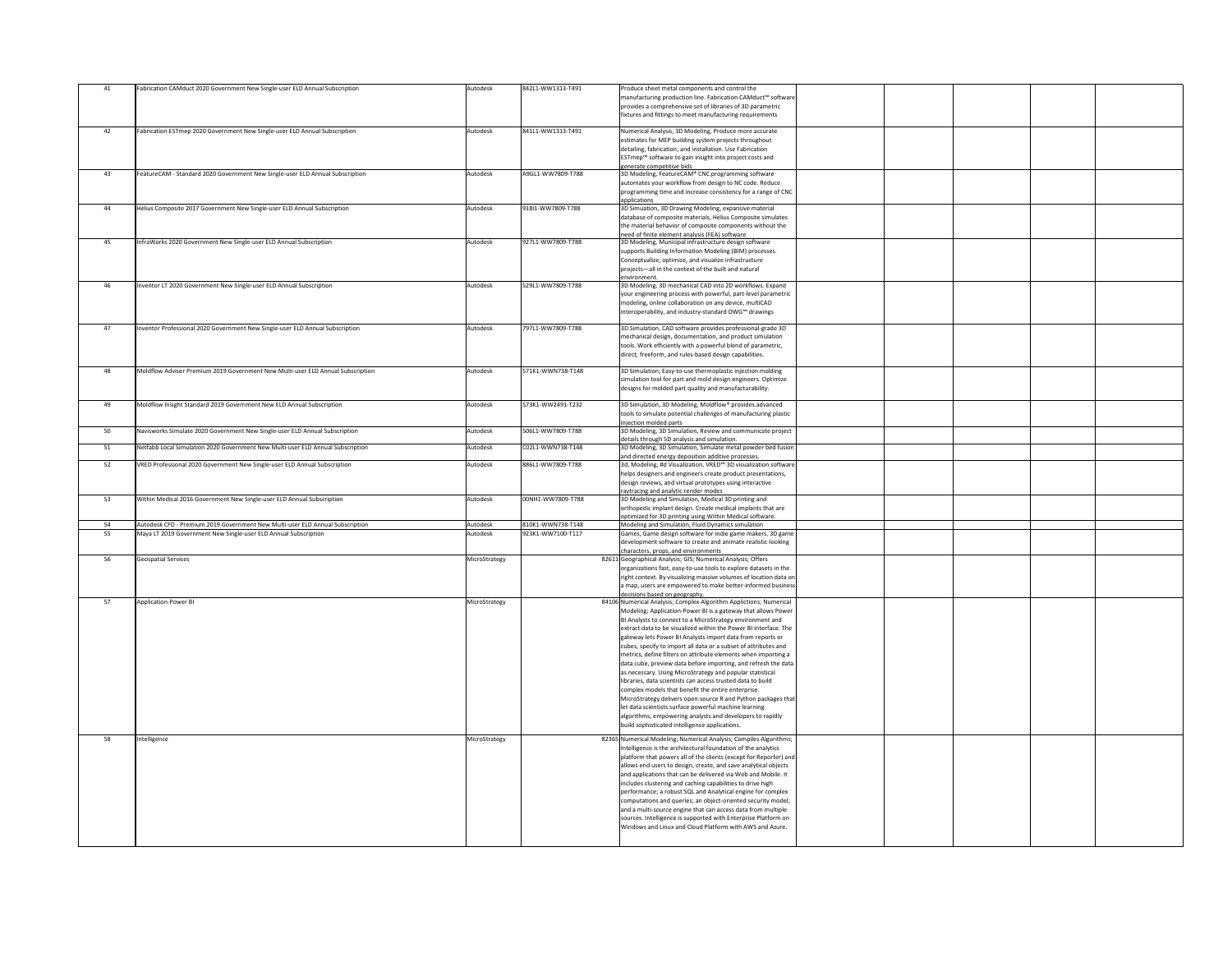| | | | | | | | | | |
|---|---|---|---|---|---|---|---|---|---|
| 41 | Fabrication CAMduct 2020 Government New Single-user ELD Annual Subscription | Autodesk | 842L1-WW1313-T491 | Produce sheet metal components and control the manufacturing production line. Fabrication CAMduct™ software provides a comprehensive set of libraries of 3D parametric fixtures and fittings to meet manufacturing requirements | | | | | |
| 42 | Fabrication ESTmep 2020 Government New Single-user ELD Annual Subscription | Autodesk | 841L1-WW1313-T491 | Numerical Analysis, 3D Modeling, Produce more accurate estimates for MEP building system projects throughout detailing, fabrication, and installation. Use Fabrication ESTmep™ software to gain insight into project costs and generate competitive bids | | | | | |
| 43 | FeatureCAM - Standard 2020 Government New Single-user ELD Annual Subscription | Autodesk | A9GL1-WW7809-T788 | 3D Modeling, FeatureCAM® CNC programming software automates your workflow from design to NC code. Reduce programming time and increase consistency for a range of CNC applications | | | | | |
| 44 | Helius Composite 2017 Government New Single-user ELD Annual Subscription | Autodesk | 918I1-WW7809-T788 | 3D Simuation, 3D Drawing Modeling, expansive material database of composite materials, Helius Composite simulates the material behavior of composite components without the need of finite element analysis (FEA) software | | | | | |
| 45 | InfraWorks 2020 Government New Single-user ELD Annual Subscription | Autodesk | 927L1-WW7809-T788 | 3D Modeling, Municipal infrastructure design software supports Building Information Modeling (BIM) processes. Conceptualize, optimize, and visualize infrastructure projects—all in the context of the built and natural environment. | | | | | |
| 46 | Inventor LT 2020 Government New Single-user ELD Annual Subscription | Autodesk | 529L1-WW7809-T788 | 3D Modeling, 3D mechanical CAD into 2D workflows. Expand your engineering process with powerful, part-level parametric modeling, online collaboration on any device, multiCAD interoperability, and industry-standard DWG™ drawings | | | | | |
| 47 | Inventor Professional 2020 Government New Single-user ELD Annual Subscription | Autodesk | 797L1-WW7809-T788 | 3D Simulation, CAD software provides professional-grade 3D mechanical design, documentation, and product simulation tools. Work efficiently with a powerful blend of parametric, direct, freeform, and rules-based design capabilities. | | | | | |
| 48 | Moldflow Adviser Premium 2019 Government New Multi-user ELD Annual Subscription | Autodesk | 571K1-WWN738-T148 | 3D Simulation, Easy-to-use thermoplastic injection molding simulation tool for part and mold design engineers. Optimize designs for molded part quality and manufacturability. | | | | | |
| 49 | Moldflow Insight Standard 2019 Government New ELD Annual Subscription | Autodesk | 573K1-WW2491-T232 | 3D Simulation, 3D Modeling, Moldflow® provides advanced tools to simulate potential challenges of manufacturing plastic injection molded parts | | | | | |
| 50 | Navisworks Simulate 2020 Government New Single-user ELD Annual Subscription | Autodesk | 506L1-WW7809-T788 | 3D Modeling, 3D Simulation, Review and communicate project details through 5D analysis and simulation. | | | | | |
| 51 | Netfabb Local Simulation 2020 Government New Multi-user ELD Annual Subscription | Autodesk | C02L1-WWN738-T148 | 3D Modeling, 3D Simulation, Simulate metal powder bed fusion and directed energy deposition additive processes. | | | | | |
| 52 | VRED Professional 2020 Government New Single-user ELD Annual Subscription | Autodesk | 886L1-WW7809-T788 | 3d, Modeling, #d Visualization, VRED™ 3D visualization software helps designers and engineers create product presentations, design reviews, and virtual prototypes using interactive raytracing and analytic render modes | | | | | |
| 53 | Within Medical 2016 Government New Single-user ELD Annual Subscription | Autodesk | 00NH1-WW7809-T788 | 3D Modeling and Simulation, Medical 3D printing and orthopedic implant design. Create medical implants that are optimized for 3D printing using Within Medical software. | | | | | |
| 54 | Autodesk CFD - Premium 2019 Government New Multi-user ELD Annual Subscription | Autodesk | 810K1-WWN738-T148 | Modeling and Simulation, Fluid Dynamics simulation | | | | | |
| 55 | Maya LT 2019 Government New Single-user ELD Annual Subscription | Autodesk | 923K1-WW7100-T117 | Games, Game design software for indie game makers. 3D game development software to create and animate realistic-looking characters, props, and environments | | | | | |
| 56 | Geospatial Services | MicroStrategy | 82611 | Geographical Analysis; GIS; Numerical Analysis; Offers organizations fast, easy-to-use tools to explore datasets in the right context. By visualizing massive volumes of location data on a map, users are empowered to make better-informed business decisions based on geography. | | | | | |
| 57 | Application-Power BI | MicroStrategy | 84106 | Numerical Analysis; Complex Algorithm Applictions; Numerical Modeling; Application-Power BI is a gateway that allows Power BI Analysts to connect to a MicroStrategy environment and extract data to be visualized within the Power BI interface. The gateway lets Power BI Analysts import data from reports or cubes, specify to import all data or a subset of attributes and metrics, define filters on attribute elements when importing a data cube, preview data before importing, and refresh the data as necessary. Using MicroStrategy and popular statistical libraries, data scientists can access trusted data to build complex models that benefit the entire enterprise. MicroStrategy delivers open-source R and Python packages that let data scientists surface powerful machine learning algorithms, empowering analysts and developers to rapidly build sophisticated intelligence applications. | | | | | |
| 58 | Intelligence | MicroStrategy | 82365 | Numerical Modeling; Numerical Analysis; Compiles Algorithms; Intelligence is the architectural foundation of the analytics platform that powers all of the clients (except for Reporter) and allows end users to design, create, and save analytical objects and applications that can be delivered via Web and Mobile. It includes clustering and caching capabilities to drive high performance; a robust SQL and Analytical engine for complex computations and queries; an object-oriented security model; and a multi-source engine that can access data from multiple sources. Intelligence is supported with Enterprise Platform on Windows and Linux and Cloud Platform with AWS and Azure. | | | | | |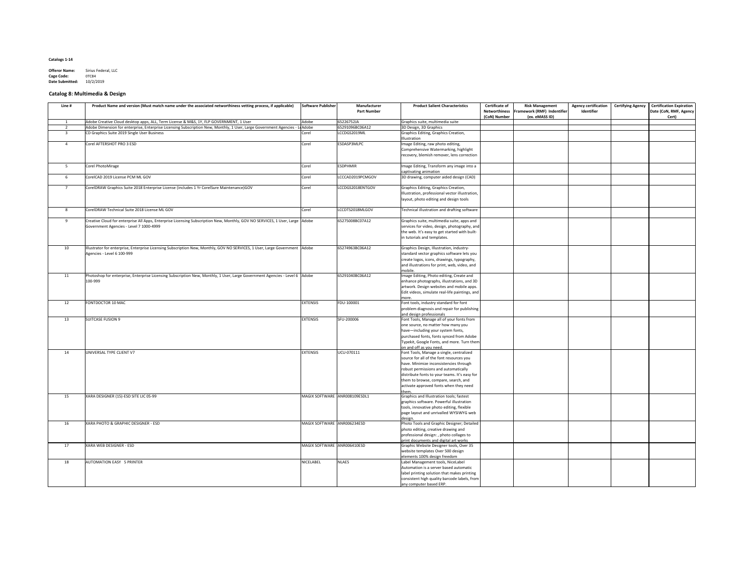**Catalogs 1-14**

**Offeror Name:** Sirius Federal, LLC
**Cage Code:** 0TC84
**Date Submitted:** 10/2/2019

## Catalog 8: Multimedia & Design

| Line # | Product Name and version (Must match name under the associated networthiness vetting process, if applicable) | Software Publisher | Manufacturer Part Number | Product Salient Characteristics | Certificate of Networthiness (CoN) Number | Risk Management Framework (RMF) Indentifier (ex. eMASS ID) | Agency certification Identifier | Certifying Agency | Certification Expiration Date (CoN, RMF, Agency Cert) |
|---|---|---|---|---|---|---|---|---|---|
| 1 | Adobe Creative Cloud desktop apps, ALL, Term License & M&S, 1Y, FLP GOVERNMENT, 1 User | Adobe | 65226752JA | Graphics suite, multimedia suite | | | | | |
| 2 | Adobe Dimension for enterprise, Enterprise Licensing Subscription New, Monthly, 1 User, Large Government Agencies - Le | Adobe | 65291096BC06A12 | 3D Design, 3D Graphics | | | | | |
| 3 | CD Graphics Suite 2019 Single User Business | Corel | LCCDGS2019ML | Graphics Editing, Graphics Creation, Illustration | | | | | |
| 4 | Corel AFTERSHOT PRO 3 ESD | Corel | ESDASP3MLPC | Image Editing, raw photo editing, Comprehensive Watermarking, highlight recovery, blemish remover, lens correction | | | | | |
| 5 | Corel PhotoMirage | Corel | ESDPHMIR | Image Editing, Transform any image into a captivating animation | | | | | |
| 6 | CorelCAD 2019 License PCM ML GOV | Corel | LCCCAD2019PCMGOV | 3D drawing, computer aided design (CAD) | | | | | |
| 7 | CorelDRAW Graphics Suite 2018 Enterprise License (includes 1 Yr CorelSure Maintenance)GOV | Corel | LCCDGS2018ENTGOV | Graphics Editing, Graphics Creation, Illustration, professional vector illustration, layout, photo editing and design tools | | | | | |
| 8 | CorelDRAW Technical Suite 2018 License ML GOV | Corel | LCCDTS2018MLGOV | Technical illustration and drafting software | | | | | |
| 9 | Creative Cloud for enterprise All Apps, Enterprise Licensing Subscription New, Monthly, GOV NO SERVICES, 1 User, Large Government Agencies - Level 7 1000-4999 | Adobe | 65275008BC07A12 | Graphics suite, multimedia suite, apps and services for video, design, photography, and the web. It's easy to get started with built-in tutorials and templates. | | | | | |
| 10 | Illustrator for enterprise, Enterprise Licensing Subscription New, Monthly, GOV NO SERVICES, 1 User, Large Government Agencies - Level 6 100-999 | Adobe | 65274963BC06A12 | Graphics Design, Illustration, industry-standard vector graphics software lets you create logos, icons, drawings, typography, and illustrations for print, web, video, and mobile. | | | | | |
| 11 | Photoshop for enterprise, Enterprise Licensing Subscription New, Monthly, 1 User, Large Government Agencies - Level 6 100-999 | Adobe | 65291040BC06A12 | Image Editing, Photo editing, Create and enhance photographs, illustrations, and 3D artwork. Design websites and mobile apps. Edit videos, simulate real-life paintings, and more. | | | | | |
| 12 | FONTDOCTOR 10 MAC | EXTENSIS | FDU-100001 | Font tools, industry standard for font problem diagnosis and repair for publishing and design professionals | | | | | |
| 13 | SUITCASE FUSION 9 | EXTENSIS | SFU-200006 | Font Tools, Manage all of your fonts from one source, no matter how many you have—including your system fonts, purchased fonts, fonts synced from Adobe Typekit, Google Fonts, and more. Turn them on and off as you need. | | | | | |
| 14 | UNIVERSAL TYPE CLIENT V7 | EXTENSIS | UCU-070111 | Font Tools, Manage a single, centralized source for all of the font resources you have. Minimize inconsistencies through robust permissions and automatically distribute fonts to your teams. It's easy for them to browse, compare, search, and activate approved fonts when they need them. | | | | | |
| 15 | XARA DESIGNER (15)-ESD SITE LIC 05-99 | MAGIX SOFTWARE | ANR008109ESDL1 | Graphics and Illustration tools; fastest graphics software. Powerful illustration tools, innovative photo editing, flexible page layout and unrivalled WYSIWYG web design. | | | | | |
| 16 | XARA PHOTO & GRAPHIC DESIGNER - ESD | MAGIX SOFTWARE | ANR006234ESD | Photo Tools and Graphic Designer; Detailed photo editing, creative drawing and professional design: , photo collages to print documents and digital art works | | | | | |
| 17 | XARA WEB DESIGNER - ESD | MAGIX SOFTWARE | ANR006410ESD | Graphic Website Designer tools, Over 35 website templates Over 500 design elements 100% design freedom | | | | | |
| 18 | AUTOMATION EASY 5 PRINTER | NICELABEL | NLAE5 | Label Management tools, NiceLabel Automation is a server based automatic label printing solution that makes printing consistent high quality barcode labels, from any computer based ERP. | | | | | |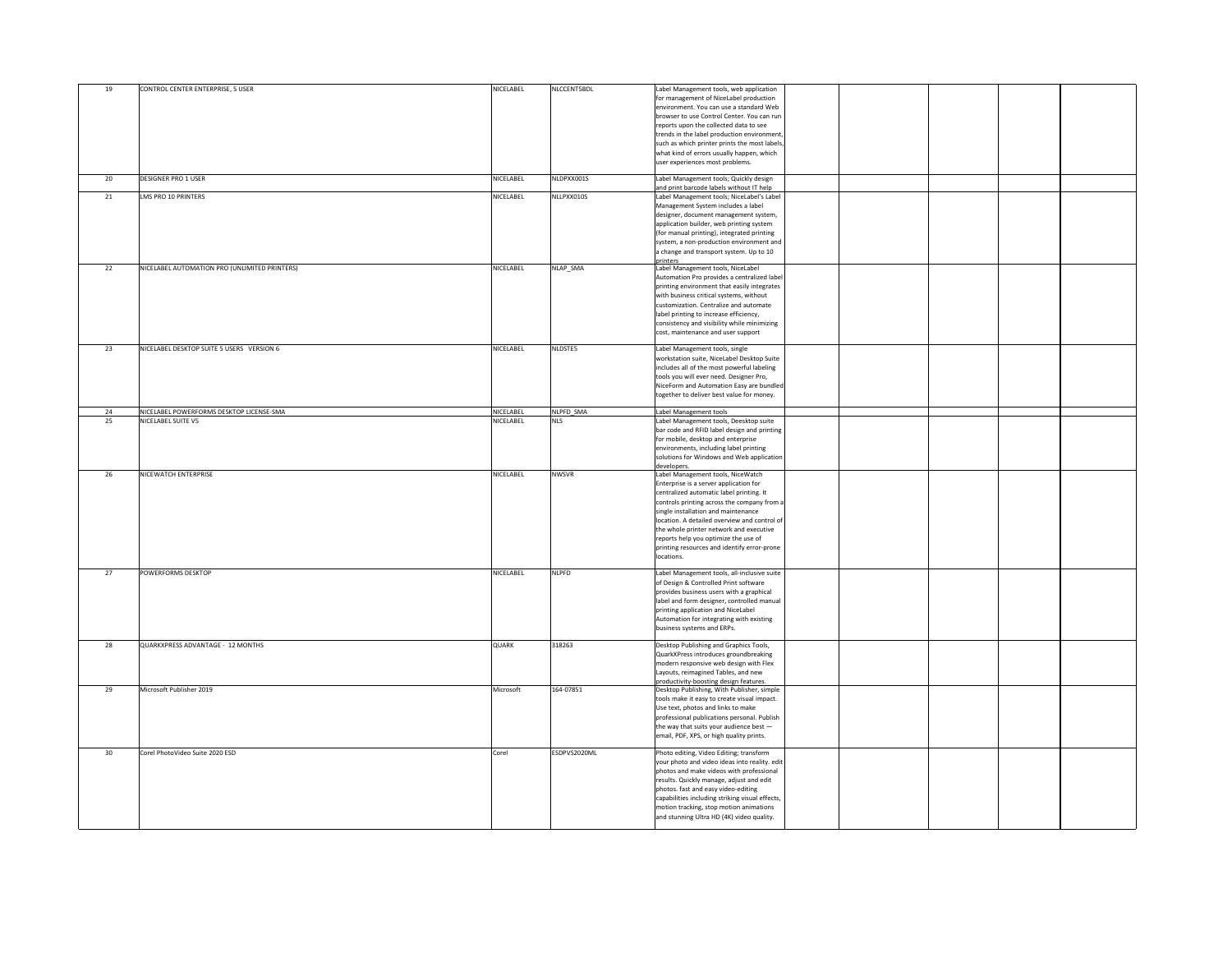| | | | | | | | | | |
|---|---|---|---|---|---|---|---|---|---|
| 19 | CONTROL CENTER ENTERPRISE, 5 USER | NICELABEL | NLCCENT5BDL | Label Management tools, web application for management of NiceLabel production environment. You can use a standard Web browser to use Control Center. You can run reports upon the collected data to see trends in the label production environment, such as which printer prints the most labels, what kind of errors usually happen, which user experiences most problems. | | | | | |
| 20 | DESIGNER PRO 1 USER | NICELABEL | NLDPXX001S | Label Management tools; Quickly design and print barcode labels without IT help | | | | | |
| 21 | LMS PRO 10 PRINTERS | NICELABEL | NLLPXX010S | Label Management tools; NiceLabel's Label Management System includes a label designer, document management system, application builder, web printing system (for manual printing), integrated printing system, a non-production environment and a change and transport system. Up to 10 printers | | | | | |
| 22 | NICELABEL AUTOMATION PRO (UNLIMITED PRINTERS) | NICELABEL | NLAP_SMA | Label Management tools, NiceLabel Automation Pro provides a centralized label printing environment that easily integrates with business critical systems, without customization. Centralize and automate label printing to increase efficiency, consistency and visibility while minimizing cost, maintenance and user support | | | | | |
| 23 | NICELABEL DESKTOP SUITE 5 USERS VERSION 6 | NICELABEL | NLDSTE5 | Label Management tools, single workstation suite, NiceLabel Desktop Suite includes all of the most powerful labeling tools you will ever need. Designer Pro, NiceForm and Automation Easy are bundled together to deliver best value for money. | | | | | |
| 24 | NICELABEL POWERFORMS DESKTOP LICENSE-SMA | NICELABEL | NLPFD_SMA | Label Management tools | | | | | |
| 25 | NICELABEL SUITE V5 | NICELABEL | NLS | Label Management tools, Deesktop suite bar code and RFID label design and printing for mobile, desktop and enterprise environments, including label printing solutions for Windows and Web application developers. | | | | | |
| 26 | NICEWATCH ENTERPRISE | NICELABEL | NWSVR | Label Management tools, NiceWatch Enterprise is a server application for centralized automatic label printing. It controls printing across the company from a single installation and maintenance location. A detailed overview and control of the whole printer network and executive reports help you optimize the use of printing resources and identify error-prone locations. | | | | | |
| 27 | POWERFORMS DESKTOP | NICELABEL | NLPFD | Label Management tools, all-inclusive suite of Design & Controlled Print software provides business users with a graphical label and form designer, controlled manual printing application and NiceLabel Automation for integrating with existing business systems and ERPs. | | | | | |
| 28 | QUARKXPRESS ADVANTAGE - 12 MONTHS | QUARK | 318263 | Desktop Publishing and Graphics Tools, QuarkXPress introduces groundbreaking modern responsive web design with Flex Layouts, reimagined Tables, and new productivity-boosting design features. | | | | | |
| 29 | Microsoft Publisher 2019 | Microsoft | 164-07851 | Desktop Publishing, With Publisher, simple tools make it easy to create visual impact. Use text, photos and links to make professional publications personal. Publish the way that suits your audience best — email, PDF, XPS, or high quality prints. | | | | | |
| 30 | Corel PhotoVideo Suite 2020 ESD | Corel | ESDPVS2020ML | Photo editing, Video Editing; transform your photo and video ideas into reality. edit photos and make videos with professional results. Quickly manage, adjust and edit photos. fast and easy video-editing capabilities including striking visual effects, motion tracking, stop motion animations and stunning Ultra HD (4K) video quality. | | | | | |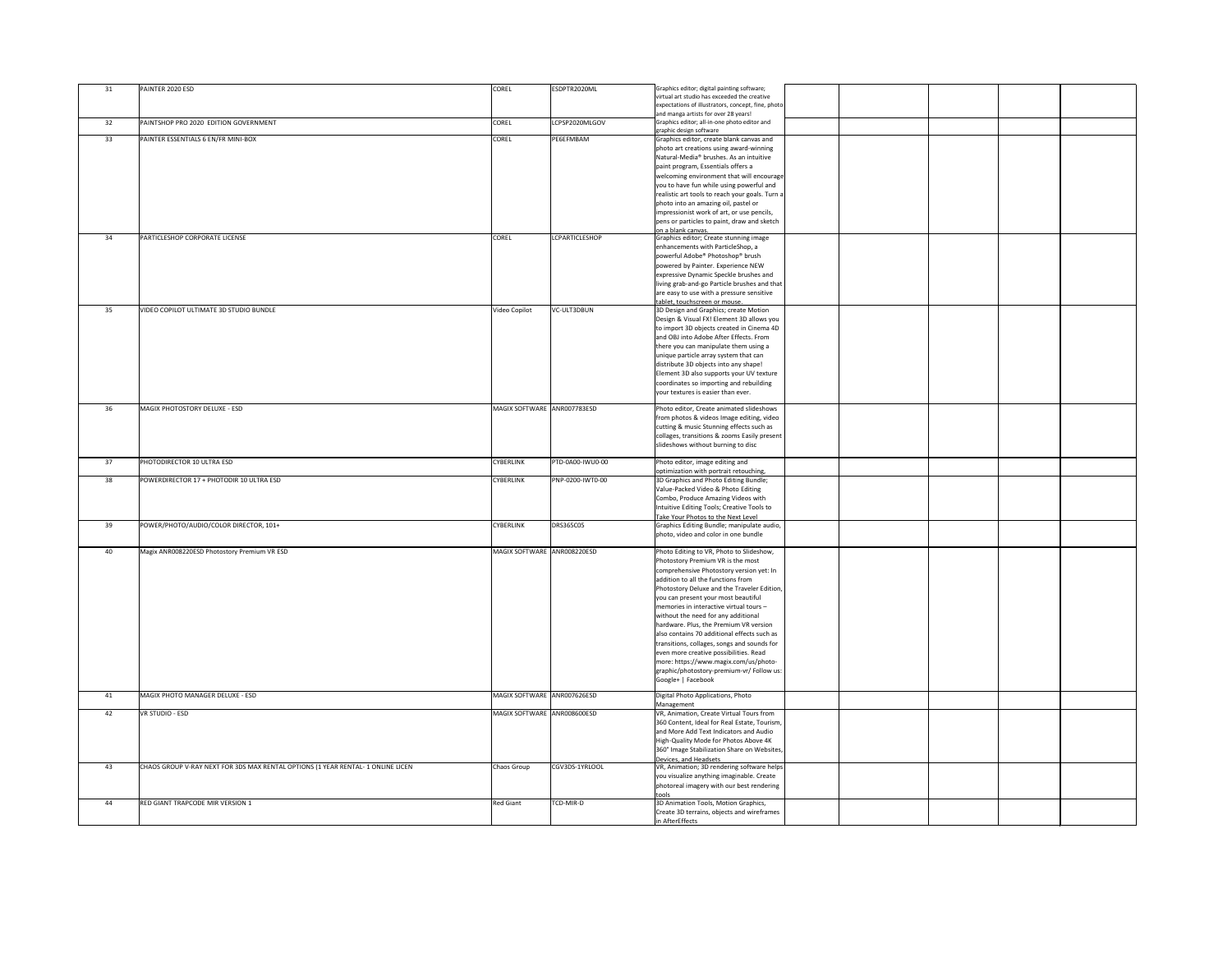| 31 | PAINTER 2020 ESD | COREL | ESDPTR2020ML | Graphics editor; digital painting software; virtual art studio has exceeded the creative expectations of illustrators, concept, fine, photo and manga artists for over 28 years! | | | | | |
|---|---|---|---|---|---|---|---|---|---|
| 32 | PAINTSHOP PRO 2020 EDITION GOVERNMENT | COREL | LCPSP2020MLGOV | Graphics editor; all-in-one photo editor and graphic design software | | | | | |
| 33 | PAINTER ESSENTIALS 6 EN/FR MINI-BOX | COREL | PE6EFMBAM | Graphics editor, create blank canvas and photo art creations using award-winning Natural-Media® brushes. As an intuitive paint program, Essentials offers a welcoming environment that will encourage you to have fun while using powerful and realistic art tools to reach your goals. Turn a photo into an amazing oil, pastel or impressionist work of art, or use pencils, pens or particles to paint, draw and sketch on a blank canvas. | | | | | |
| 34 | PARTICLESHOP CORPORATE LICENSE | COREL | LCPARTICLESHOP | Graphics editor; Create stunning image enhancements with ParticleShop, a powerful Adobe® Photoshop® brush powered by Painter. Experience NEW expressive Dynamic Speckle brushes and living grab-and-go Particle brushes and that are easy to use with a pressure sensitive tablet, touchscreen or mouse. | | | | | |
| 35 | VIDEO COPILOT ULTIMATE 3D STUDIO BUNDLE | Video Copilot | VC-ULT3DBUN | 3D Design and Graphics; create Motion Design & Visual FX! Element 3D allows you to import 3D objects created in Cinema 4D and OBJ into Adobe After Effects. From there you can manipulate them using a unique particle array system that can distribute 3D objects into any shape! Element 3D also supports your UV texture coordinates so importing and rebuilding your textures is easier than ever. | | | | | |
| 36 | MAGIX PHOTOSTORY DELUXE - ESD | MAGIX SOFTWARE | ANR007783ESD | Photo editor, Create animated slideshows from photos & videos Image editing, video cutting & music Stunning effects such as collages, transitions & zooms Easily present slideshows without burning to disc | | | | | |
| 37 | PHOTODIRECTOR 10 ULTRA ESD | CYBERLINK | PTD-0A00-IWU0-00 | Photo editor, image editing and optimization with portrait retouching, | | | | | |
| 38 | POWERDIRECTOR 17 + PHOTODIR 10 ULTRA ESD | CYBERLINK | PNP-0200-IWT0-00 | 3D Graphics and Photo Editing Bundle; Value-Packed Video & Photo Editing Combo, Produce Amazing Videos with Intuitive Editing Tools; Creative Tools to Take Your Photos to the Next Level | | | | | |
| 39 | POWER/PHOTO/AUDIO/COLOR DIRECTOR, 101+ | CYBERLINK | DRS365C05 | Graphics Editing Bundle; manipulate audio, photo, video and color in one bundle | | | | | |
| 40 | Magix ANR008220ESD Photostory Premium VR ESD | MAGIX SOFTWARE | ANR008220ESD | Photo Editing to VR, Photo to Slideshow, Photostory Premium VR is the most comprehensive Photostory version yet: In addition to all the functions from Photostory Deluxe and the Traveler Edition, you can present your most beautiful memories in interactive virtual tours – without the need for any additional hardware. Plus, the Premium VR version also contains 70 additional effects such as transitions, collages, songs and sounds for even more creative possibilities. Read more: https://www.magix.com/us/photo-graphic/photostory-premium-vr/ Follow us: Google+ \| Facebook | | | | | |
| 41 | MAGIX PHOTO MANAGER DELUXE - ESD | MAGIX SOFTWARE | ANR007626ESD | Digital Photo Applications, Photo Management | | | | | |
| 42 | VR STUDIO - ESD | MAGIX SOFTWARE | ANR008600ESD | VR, Animation, Create Virtual Tours from 360 Content, Ideal for Real Estate, Tourism, and More Add Text Indicators and Audio High-Quality Mode for Photos Above 4K 360° Image Stabilization Share on Websites, Devices, and Headsets | | | | | |
| 43 | CHAOS GROUP V-RAY NEXT FOR 3DS MAX RENTAL OPTIONS (1 YEAR RENTAL- 1 ONLINE LICEN | Chaos Group | CGV3DS-1YRLOOL | VR, Animation; 3D rendering software helps you visualize anything imaginable. Create photoreal imagery with our best rendering tools | | | | | |
| 44 | RED GIANT TRAPCODE MIR VERSION 1 | Red Giant | TCD-MIR-D | 3D Animation Tools, Motion Graphics, Create 3D terrains, objects and wireframes in AfterEffects | | | | | |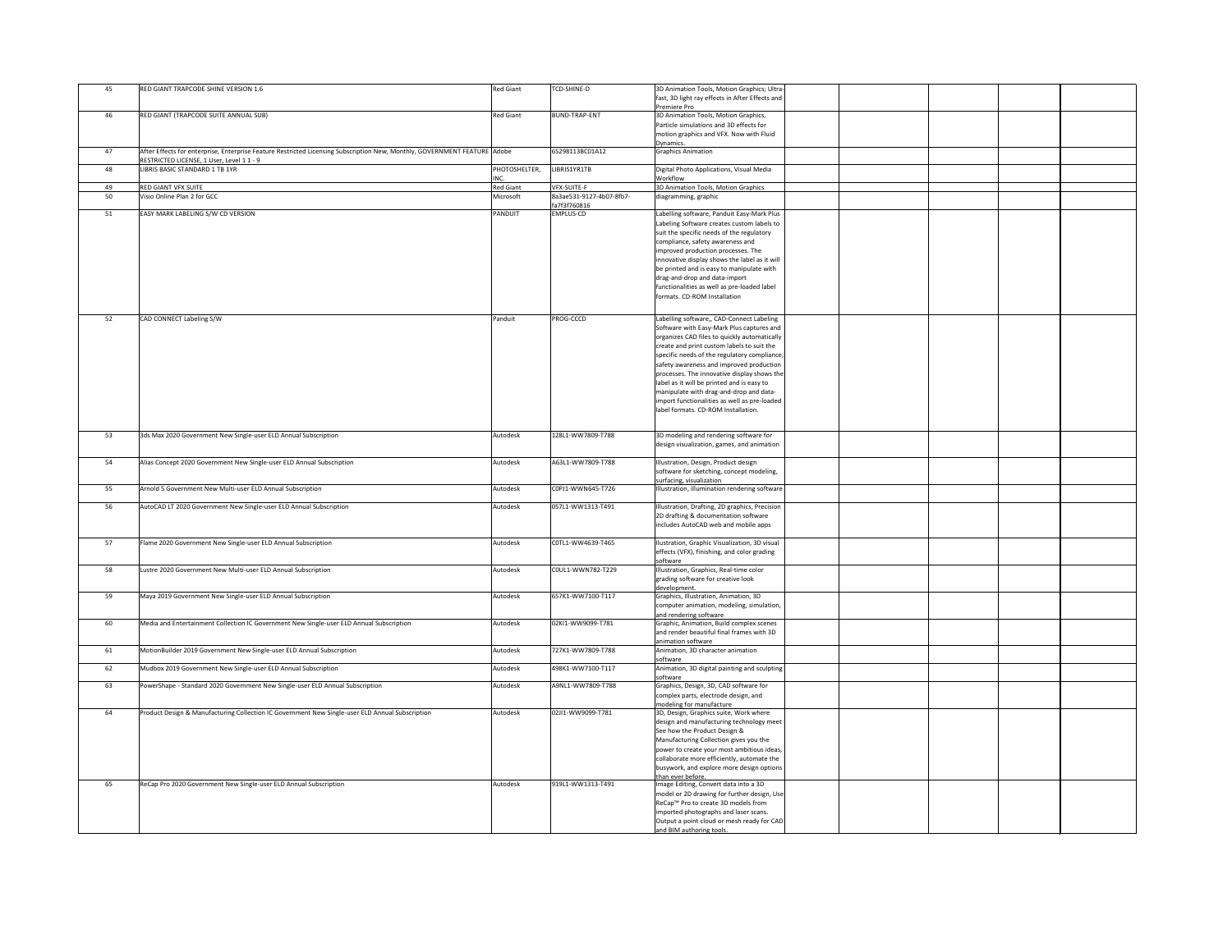| 45 | RED GIANT TRAPCODE SHINE VERSION 1.6 | Red Giant | TCD-SHINE-D | 3D Animation Tools, Motion Graphics; Ultra-fast, 3D light ray effects in After Effects and Premiere Pro | | | | | |
|---|---|---|---|---|---|---|---|---|---|
| 46 | RED GIANT (TRAPCODE SUITE ANNUAL SUB) | Red Giant | BUND-TRAP-ENT | 3D Animation Tools, Motion Graphics, Particle simulations and 3D effects for motion graphics and VFX. Now with Fluid Dynamics. | | | | | |
| 47 | After Effects for enterprise, Enterprise Feature Restricted Licensing Subscription New, Monthly, GOVERNMENT FEATURE RESTRICTED LICENSE, 1 User, Level 1 1 - 9 | Adobe | 65298113BC01A12 | Graphics Animation | | | | | |
| 48 | LIBRIS BASIC STANDARD 1 TB 1YR | PHOTOSHELTER, INC. | LIBRIS1YR1TB | Digital Photo Applications, Visual Media Workflow | | | | | |
| 49 | RED GIANT VFX SUITE | Red Giant | VFX-SUITE-F | 3D Animation Tools, Motion Graphics | | | | | |
| 50 | Visio Online Plan 2 for GCC | Microsoft | 8a3ae531-9127-4b07-8fb7-fa7f3f760816 | diagramming, graphic | | | | | |
| 51 | EASY MARK LABELING S/W CD VERSION | PANDUIT | EMPLUS-CD | Labelling software, Panduit Easy-Mark Plus Labeling Software creates custom labels to suit the specific needs of the regulatory compliance, safety awareness and improved production processes. The innovative display shows the label as it will be printed and is easy to manipulate with drag-and-drop and data-import functionalities as well as pre-loaded label formats. CD-ROM Installation | | | | | |
| 52 | CAD CONNECT Labeling S/W | Panduit | PROG-CCCD | Labelling software,, CAD-Connect Labeling Software with Easy-Mark Plus captures and organizes CAD files to quickly automatically create and print custom labels to suit the specific needs of the regulatory compliance, safety awareness and improved production processes. The innovative display shows the label as it will be printed and is easy to manipulate with drag-and-drop and data-import functionalities as well as pre-loaded label formats. CD-ROM Installation. | | | | | |
| 53 | 3ds Max 2020 Government New Single-user ELD Annual Subscription | Autodesk | 128L1-WW7809-T788 | 3D modeling and rendering software for design visualization, games, and animation | | | | | |
| 54 | Alias Concept 2020 Government New Single-user ELD Annual Subscription | Autodesk | A63L1-WW7809-T788 | Illustration, Design, Product design software for sketching, concept modeling, surfacing, visualization | | | | | |
| 55 | Arnold 5 Government New Multi-user ELD Annual Subscription | Autodesk | C0PJ1-WWN645-T726 | Illustration, illumination rendering software | | | | | |
| 56 | AutoCAD LT 2020 Government New Single-user ELD Annual Subscription | Autodesk | 057L1-WW1313-T491 | Illustration, Drafting, 2D graphics, Precision 2D drafting & documentation software includes AutoCAD web and mobile apps | | | | | |
| 57 | Flame 2020 Government New Single-user ELD Annual Subscription | Autodesk | C0TL1-WW4639-T465 | llustration, Graphic Visualization, 3D visual effects (VFX), finishing, and color grading software | | | | | |
| 58 | Lustre 2020 Government New Multi-user ELD Annual Subscription | Autodesk | C0UL1-WWN782-T229 | Illustration, Graphics, Real-time color grading software for creative look development. | | | | | |
| 59 | Maya 2019 Government New Single-user ELD Annual Subscription | Autodesk | 657K1-WW7100-T117 | Graphics, Illustration, Animation, 3D computer animation, modeling, simulation, and rendering software | | | | | |
| 60 | Media and Entertainment Collection IC Government New Single-user ELD Annual Subscription | Autodesk | 02KI1-WW9099-T781 | Graphic, Animation, Build complex scenes and render beautiful final frames with 3D animation software | | | | | |
| 61 | MotionBuilder 2019 Government New Single-user ELD Annual Subscription | Autodesk | 727K1-WW7809-T788 | Animation, 3D character animation software | | | | | |
| 62 | Mudbox 2019 Government New Single-user ELD Annual Subscription | Autodesk | 498K1-WW7100-T117 | Animation, 3D digital painting and sculpting software | | | | | |
| 63 | PowerShape - Standard 2020 Government New Single-user ELD Annual Subscription | Autodesk | A9NL1-WW7809-T788 | Graphics, Design, 3D, CAD software for complex parts, electrode design, and modeling for manufacture | | | | | |
| 64 | Product Design & Manufacturing Collection IC Government New Single-user ELD Annual Subscription | Autodesk | 02JI1-WW9099-T781 | 3D, Design, Graphics suite, Work where design and manufacturing technology meet See how the Product Design & Manufacturing Collection gives you the power to create your most ambitious ideas, collaborate more efficiently, automate the busywork, and explore more design options than ever before. | | | | | |
| 65 | ReCap Pro 2020 Government New Single-user ELD Annual Subscription | Autodesk | 919L1-WW1313-T491 | Image Editing, Convert data into a 3D model or 2D drawing for further design, Use ReCap™ Pro to create 3D models from imported photographs and laser scans. Output a point cloud or mesh ready for CAD and BIM authoring tools. | | | | | |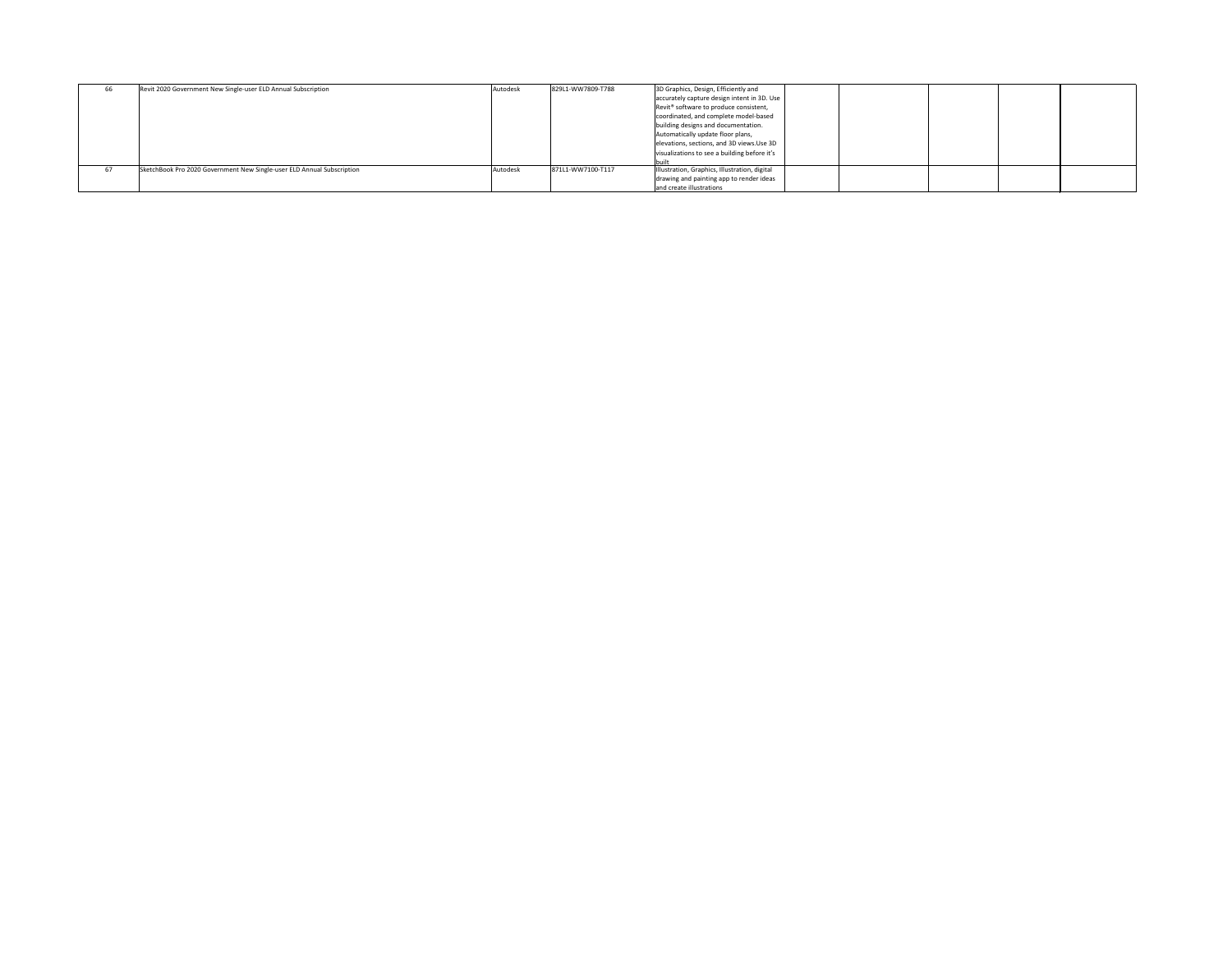| 66 | Revit 2020 Government New Single-user ELD Annual Subscription | Autodesk | 829L1-WW7809-T788 | 3D Graphics, Design, Efficiently and accurately capture design intent in 3D. Use Revit® software to produce consistent, coordinated, and complete model-based building designs and documentation. Automatically update floor plans, elevations, sections, and 3D views.Use 3D visualizations to see a building before it's built | | | | | |
|---|---|---|---|---|---|---|---|---|---|
| 67 | SketchBook Pro 2020 Government New Single-user ELD Annual Subscription | Autodesk | 871L1-WW7100-T117 | Illustration, Graphics, Illustration, digital drawing and painting app to render ideas and create illustrations | | | | | |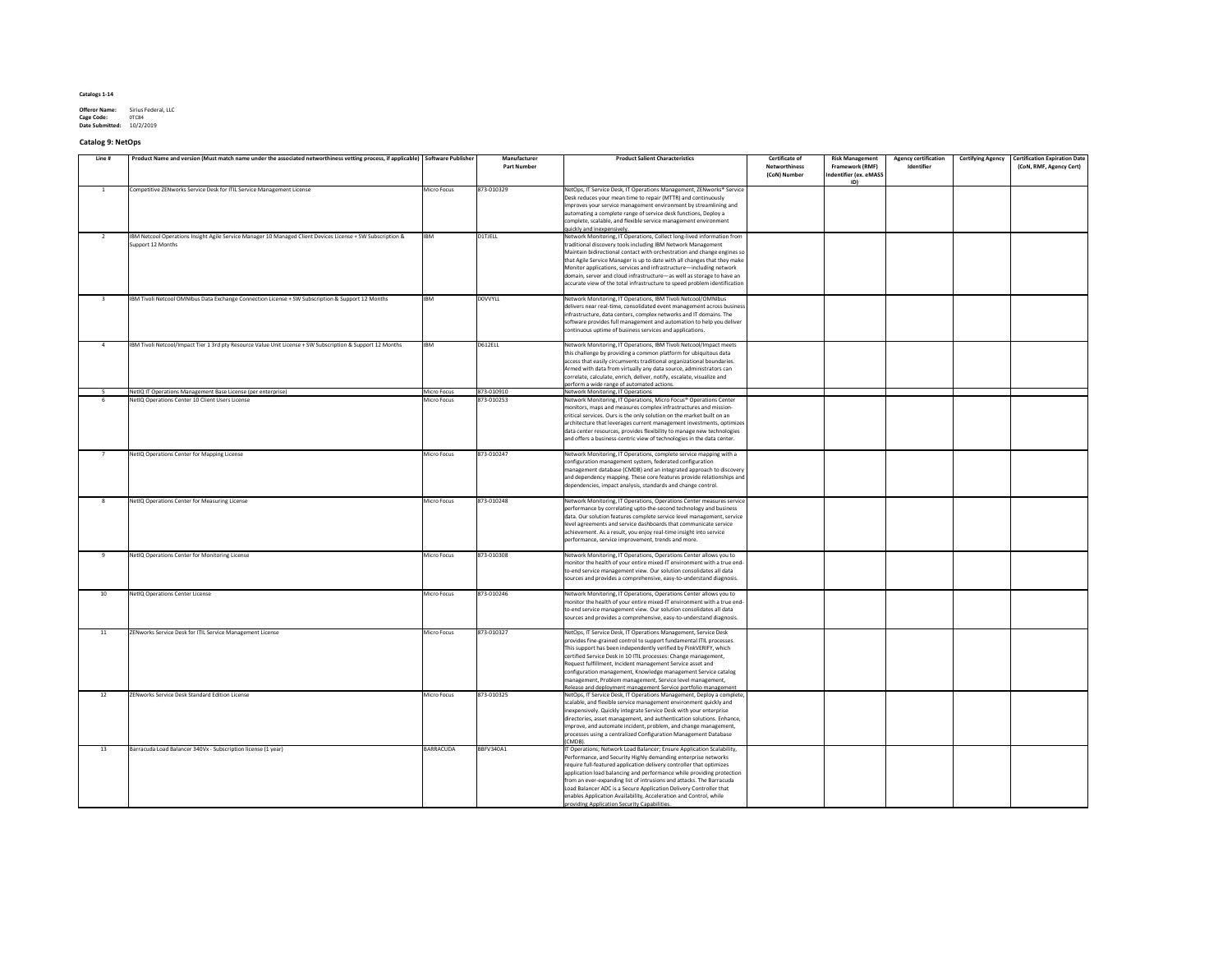**Catalogs 1-14**

**Offeror Name:** Sirius Federal, LLC
**Cage Code:** 0TC84
**Date Submitted:** 10/2/2019

**Catalog 9: NetOps**

| Line # | Product Name and version (Must match name under the associated networthiness vetting process, if applicable) | Software Publisher | Manufacturer Part Number | Product Salient Characteristics | Certificate of Networthiness (CoN) Number | Risk Management Framework (RMF) Indentifier (ex. eMASS ID) | Agency certification Identifier | Certifying Agency | Certification Expiration Date (CoN, RMF, Agency Cert) |
|---|---|---|---|---|---|---|---|---|---|
| 1 | Competitive ZENworks Service Desk for ITIL Service Management License | Micro Focus | 873-010329 | NetOps, IT Service Desk, IT Operations Management, ZENworks® Service Desk reduces your mean time to repair (MTTR) and continuously improves your service management environment by streamlining and automating a complete range of service desk functions, Deploy a complete, scalable, and flexible service management environment quickly and inexpensively. | | | | | |
| 2 | IBM Netcool Operations Insight Agile Service Manager 10 Managed Client Devices License + SW Subscription & Support 12 Months | IBM | D1TJELL | Network Monitoring, IT Operations, Collect long-lived information from traditional discovery tools including IBM Network Management Maintain bidirectional contact with orchestration and change engines so that Agile Service Manager is up to date with all changes that they make Monitor applications, services and infrastructure—including network domain, server and cloud infrastructure—as well as storage to have an accurate view of the total infrastructure to speed problem identification | | | | | |
| 3 | IBM Tivoli Netcool OMNIbus Data Exchange Connection License + SW Subscription & Support 12 Months | IBM | D0VVYLL | Network Monitoring, IT Operations, IBM Tivoli Netcool/OMNIbus delivers near real-time, consolidated event management across business infrastructure, data centers, complex networks and IT domains. The software provides full management and automation to help you deliver continuous uptime of business services and applications. | | | | | |
| 4 | IBM Tivoli Netcool/Impact Tier 1 3rd pty Resource Value Unit License + SW Subscription & Support 12 Months | IBM | D612ELL | Network Monitoring, IT Operations, IBM Tivoli Netcool/Impact meets this challenge by providing a common platform for ubiquitous data access that easily circumvents traditional organizational boundaries. Armed with data from virtually any data source, administrators can correlate, calculate, enrich, deliver, notify, escalate, visualize and perform a wide range of automated actions. | | | | | |
| 5 | NetIQ IT Operations Management Base License (per enterprise) | Micro Focus | 873-010910 | Network Monitoring, IT Operations | | | | | |
| 6 | NetIQ Operations Center 10 Client Users License | Micro Focus | 873-010253 | Network Monitoring, IT Operations, Micro Focus® Operations Center monitors, maps and measures complex infrastructures and mission-critical services. Ours is the only solution on the market built on an architecture that leverages current management investments, optimizes data center resources, provides flexibility to manage new technologies and offers a business-centric view of technologies in the data center. | | | | | |
| 7 | NetIQ Operations Center for Mapping License | Micro Focus | 873-010247 | Network Monitoring, IT Operations, complete service mapping with a configuration management system, federated configuration management database (CMDB) and an integrated approach to discovery and dependency mapping. These core features provide relationships and dependencies, impact analysis, standards and change control. | | | | | |
| 8 | NetIQ Operations Center for Measuring License | Micro Focus | 873-010248 | Network Monitoring, IT Operations, Operations Center measures service performance by correlating upto-the-second technology and business data. Our solution features complete service level management, service level agreements and service dashboards that communicate service achievement. As a result, you enjoy real-time insight into service performance, service improvement, trends and more. | | | | | |
| 9 | NetIQ Operations Center for Monitoring License | Micro Focus | 873-010308 | Network Monitoring, IT Operations, Operations Center allows you to monitor the health of your entire mixed-IT environment with a true end-to-end service management view. Our solution consolidates all data sources and provides a comprehensive, easy-to-understand diagnosis. | | | | | |
| 10 | NetIQ Operations Center License | Micro Focus | 873-010246 | Network Monitoring, IT Operations, Operations Center allows you to monitor the health of your entire mixed-IT environment with a true end-to-end service management view. Our solution consolidates all data sources and provides a comprehensive, easy-to-understand diagnosis. | | | | | |
| 11 | ZENworks Service Desk for ITIL Service Management License | Micro Focus | 873-010327 | NetOps, IT Service Desk, IT Operations Management, Service Desk provides fine-grained control to support fundamental ITIL processes. This support has been independently verified by PinkVERIFY, which certified Service Desk in 10 ITIL processes: Change management, Request fulfillment, Incident management Service asset and configuration management, Knowledge management Service catalog management, Problem management, Service level management, Release and deployment management Service portfolio management | | | | | |
| 12 | ZENworks Service Desk Standard Edition License | Micro Focus | 873-010325 | NetOps, IT Service Desk, IT Operations Management, Deploy a complete, scalable, and flexible service management environment quickly and inexpensively. Quickly integrate Service Desk with your enterprise directories, asset management, and authentication solutions. Enhance, improve, and automate incident, problem, and change management, processes using a centralized Configuration Management Database (CMDB). | | | | | |
| 13 | Barracuda Load Balancer 340Vx - Subscription license (1 year) | BARRACUDA | BBFV340A1 | IT Operations; Network Load Balancer; Ensure Application Scalability, Performance, and Security Highly demanding enterprise networks require full-featured application delivery controller that optimizes application load balancing and performance while providing protection from an ever-expanding list of intrusions and attacks. The Barracuda Load Balancer ADC is a Secure Application Delivery Controller that enables Application Availability, Acceleration and Control, while providing Application Security Capabilities. | | | | | |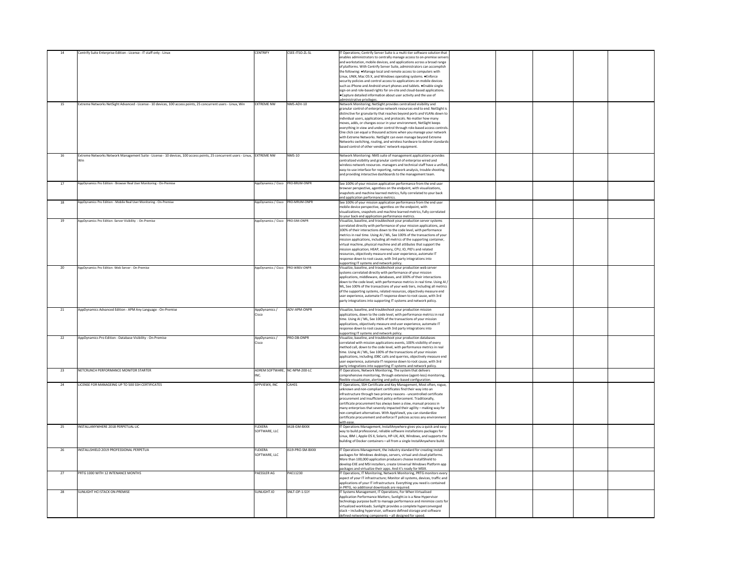| | | | | | | | | | |
|---|---|---|---|---|---|---|---|---|---|
| 14 | Centrify Suite Enterprise Edition - License - IT staff only - Linux | CENTRIFY | CSEE-ITSO-ZL-SL | IT Operations; Centrify Server Suite is a multi-tier software solution that enables administrators to centrally manage access to on-premise servers and workstation, mobile devices, and applications across a broad range of platforms. With Centrify Server Suite, administrators can accomplish the following: ●Manage local and remote access to computers with Linux, UNIX, Mac OS X, and Windows operating systems. ●Enforce security policies and control access to applications on mobile devices such as iPhone and Android smart phones and tablets. ●Enable single sign-on and role-based rights for on-site and cloud-based applications. ●Capture detailed information about user activity and the use of administrative privileges. | | | | | |
| 15 | Extreme Networks NetSight Advanced - License - 10 devices, 100 access points, 25 concurrent users - Linux, Win | EXTREME NW | NMS-ADV-10 | Network Monitoring; NetSight provides centralized visibility and granular control of enterprise network resources end to end. NetSight is distinctive for granularity that reaches beyond ports and VLANs down to individual users, applications, and protocols. No matter how many moves, adds, or changes occur in your environment, NetSight keeps everything in view and under control through role-based access controls. One click can equal a thousand actions when you manage your network with Extreme Networks. NetSight can even manage beyond Extreme Networks switching, routing, and wireless hardware to deliver standards-based control of other vendors' network equipment. | | | | | |
| 16 | Extreme Networks Network Management Suite - License - 10 devices, 100 access points, 25 concurrent users - Linux, Win | EXTREME NW | NMS-10 | Network Monitoring: NMS suite of management applications provides centralized visibility and granular control of enterprise wired and wireless network resources. managers and technical staff have a unified, easy-to-use interface for reporting, network analysis, trouble shooting and providing interactive dashboards to the management team. | | | | | |
| 17 | AppDynamics Pro Edition - Browser Real User Monitoring - On-Premise | AppDynamics / Cisco | PRO-BRUM-ONPR | See 100% of your mission application performance from the end user browser perspective, agentless on the endpoint, with visualizations, snapshots and machine learned metrics, fully correlated to your back end application performance metrics. | | | | | |
| 18 | AppDynamics Pro Edition - Mobile Real User Monitoring - On-Premise | AppDynamics / Cisco | PRO-MRUM-ONPR | See 100% of your mission application performance from the end user mobile device perspective, agentless on the endpoint, with visualizations, snapshots and machine learned metrics, fully correlated to your back end application performance metrics. | | | | | |
| 19 | AppDynamics Pro Edition -Server Visibility - On-Premise | AppDynamics / Cisco | PRO-SIM-ONPR | Visualize, baseline, and troubleshoot your production server systems correlated directly with performance of your mission applications, and 100% of their interactions down to the code level, with performance metrics in real time. Using AI / ML, See 100% of the transactions of your mission applications, including all metrics of the supporting container, virtual machine, physical machine and all attibutes that support the mission application; HEAP, memory, CPU, IO, PID's and related resources, objectively measure end user experience, automate IT response down to root cause, with 3rd party integrations into supporting IT systems and network policy. | | | | | |
| 20 | AppDynamics Pro Edition -Web Server - On-Premise | AppDynamics / Cisco | PRO-WBSV-ONPR | Visualize, baseline, and troubleshoot your production web server systems correlated directly with performance of your mission applications, middleware, databases, and 100% of their interactions down to the code level, with performance metrics in real time. Using AI / ML, See 100% of the transactions of your web tiers, including all metrics of the supporting systems, related resources, objectively measure end user experience, automate IT response down to root cause, with 3rd party integrations into supporting IT systems and network policy. | | | | | |
| 21 | AppDynamics Advanced Edition - APM Any Language - On-Premise | AppDynamics / Cisco | ADV-APM-ONPR | Visualize, baseline, and troubleshoot your production mission applications, down to the code level, with performance metrics in real time. Using AI / ML, See 100% of the transactions of your mission applications, objectively measure end user experience, automate IT response down to root cause, with 3rd party integrations into supporting IT systems and network policy. | | | | | |
| 22 | AppDynamics Pro Edition - Database Visibility - On-Premise | AppDynamics / Cisco | PRO-DB-ONPR | Visualize, baseline, and troubleshoot your production databases correlated with mission applications events, 100% visibility of every method call, down to the code level, with performance metrics in real time. Using AI / ML, See 100% of the transactions of your mission applications, including JDBC calls and querries, objectively measure end user experience, automate IT response down to root cause, with 3rd party integrations into supporting IT systems and network policy. | | | | | |
| 23 | NETCRUNCH PERFORMANCE MONITOR STARTER | ADREM SOFTWARE, INC. | NC-NPM-200-LC | IT Operations, Network Monitoring, The system that delivers comprehensive monitoring, through extensive (agent-less) monitoring, flexible visualization, alerting and policy-based configuration. | | | | | |
| 24 | LICENSE FOR MANAGEING UP TO 500 SSH CERTIFICATES | APPVIEWX, INC | CAH01 | IT Operations, SSH Certificate and Key Management, Most often, rogue, unknown and non-compliant certificates find their way into an infrastructure through two primary reasons - uncontrolled certificate procurement and insufficient policy enforcement. Traditionally, certificate procurement has always been a slow, manual process in many enterprises that severely impacted their agility – making way for non-compliant alternatives. With AppViewX, you can standardize certificate procurement and enforce IT policies across any environment with ease. | | | | | |
| 25 | INSTALLANYWHERE 2018 PERPETUAL LIC | FLEXERA SOFTWARE, LLC | IA18-GM-BXXX | IT Operations Management, InstallAnywhere gives you a quick and easy way to build professional, reliable software installations packages for Linux, IBM i, Apple OS X, Solaris, HP-UX, AIX, Windows, and supports the building of Docker containers—all from a single InstallAnywhere build. | | | | | |
| 26 | INSTALLSHIELD 2019 PROFESSIONAL PERPETUA | FLEXERA SOFTWARE, LLC | IS19-PRO-SM-BXXX | IT Operations Management, the industry standard for creating install packages for Windows desktops, servers, virtual and cloud platforms. More than 100,000 application producers choose InstallShield to develop EXE and MSI installers, create Universal Windows Platform app packages and virtualize their apps. And it's ready for MSIX. | | | | | |
| 27 | PRTG 1000 WITH 12 INTENANCE MONTHS | PAESSLER AG | PAE11230 | IT Operations, IT Monitoring, Network Monitoring, PRTG monitors every aspect of your IT infrastructure; Monitor all systems, devices, traffic and applications of your IT infrastructure. Everything you need is contained in PRTG, no additional downloads are required. | | | | | |
| 28 | SUNLIGHT HCI STACK ON-PREMISE | SUNLIGHT.IO | SNLT-OP-1-S1Y | IT Systems Management, IT Operations, For When Virtualised Application Performance Matters; Sunlight.io is a New Hypervisor technology purpose built to manage performance and minimize costs for virtualized workloads. Sunlight provides a complete hyperconverged stack – including hypervisor, software defined storage and software defined networking components – all designed for speed. | | | | | |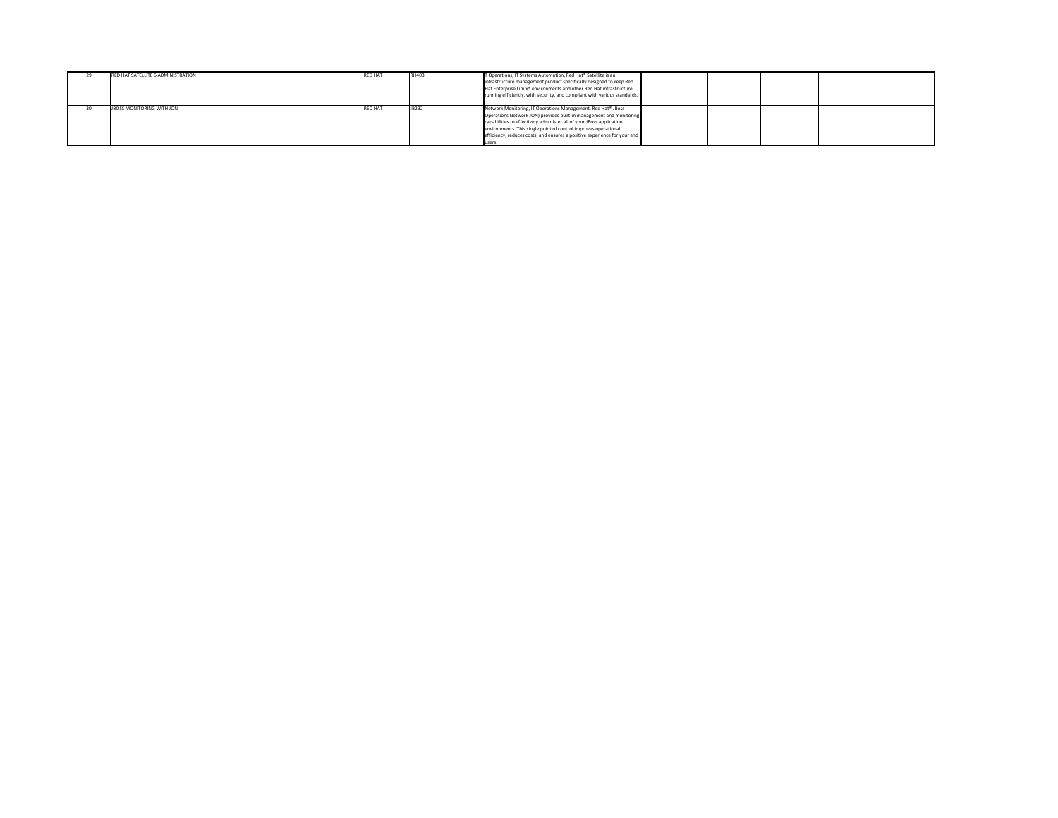| | | | | | | | | | |
|---|---|---|---|---|---|---|---|---|---|
| 29 | RED HAT SATELLITE 6 ADMINISTRATION | RED HAT | RH403 | IT Operations, IT Systems Automation, Red Hat® Satellite is an infrastructure management product specifically designed to keep Red Hat Enterprise Linux® environments and other Red Hat infrastructure running efficiently, with security, and compliant with various standards. | | | | | |
| 30 | JBOSS MONITORING WITH JON | RED HAT | JB232 | Network Monitoring, IT Operations Management, Red Hat® JBoss Operations Network JON) provides built-in management and monitoring capabilities to effectively administer all of your JBoss application environments. This single point of control improves operational efficiency, reduces costs, and ensures a positive experience for your end users. | | | | | |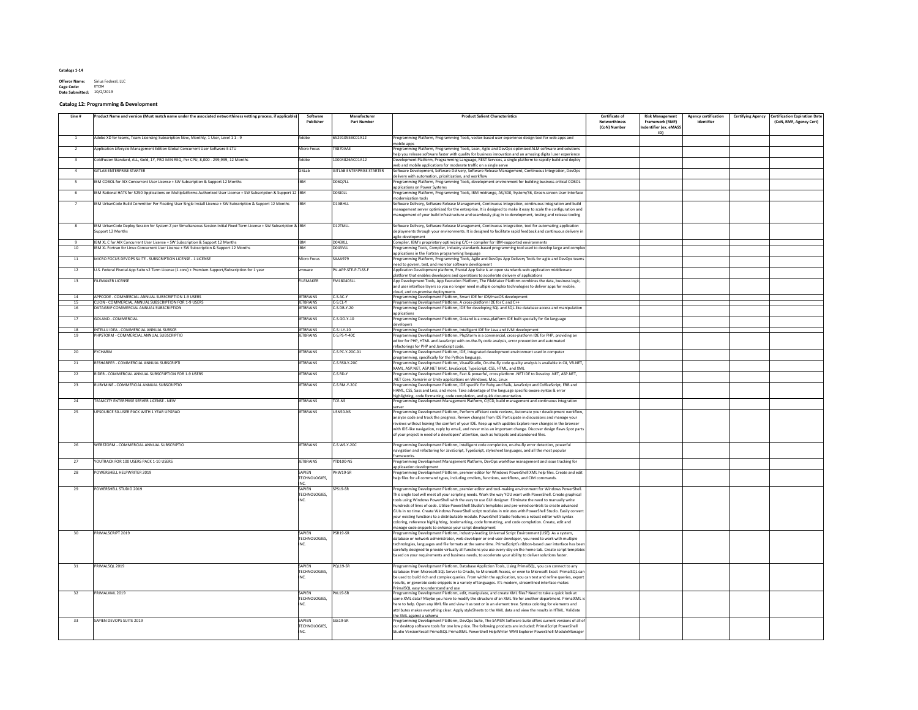**Catalogs 1-14**

**Offeror Name:** Sirius Federal, LLC
**Cage Code:** 1TC84
**Date Submitted:** 10/2/2019

### Catalog 12: Programming & Development

| Line # | Product Name and version (Must match name under the associated networthiness vetting process, if applicable) | Software Publisher | Manufacturer Part Number | Product Salient Characteristics | Certificate of Networthiness (CoN) Number | Risk Management Framework (RMF) Indentifier (ex. eMASS ID) | Agency certification Identifier | Certifying Agency | Certification Expiration Date (CoN, RMF, Agency Cert) |
|---|---|---|---|---|---|---|---|---|---|
| 1 | Adobe XD for teams, Team Licensing Subscription New, Monthly, 1 User, Level 1 1 - 9 | Adobe | 65291055BC01A12 | Programming Platform, Programming Tools, vector-based user experience design tool for web apps and mobile apps | | | | | |
| 2 | Application Lifecycle Management Edition Global Concurrent User Software E-LTU | Micro Focus | T9870AAE | Programming Platform, Programming Tools, Lean, Agile and DevOps optimized ALM software and solutions help you release software faster with quality for business innovation and an amazing digital user experience | | | | | |
| 3 | ColdFusion Standard, ALL, Gold, 1Y, PRO MIN REQ, Per CPU, 8,000 - 299,999, 12 Months | Adobe | 10004826AC01A12 | Development Platform, Programming Language, REST Services, a single platform to rapidly build and deploy web and mobile applications for moderate traffic on a single serve | | | | | |
| 4 | GITLAB ENTERPRISE STARTER | GitLab | GITLAB ENTERPRISE STARTER | Software Development, Software Delivery, Software Release Management, Continuous Integration, DevOps delivery with automation, prioritization, and workflow | | | | | |
| 5 | IBM COBOL for AIX Concurrent User License + SW Subscription & Support 12 Months | IBM | D06Q7LL | Programming Platform, Programming Tools, development environment for building business-critical COBOL applications on Power Systems | | | | | |
| 6 | IBM Rational HATS for 5250 Applications on Multiplatforms Authorized User License + SW Subscription & Support 12 | IBM | D03J0LL | Programming Platform, Programming Tools, IBM midrange, AS/400, System/36, Green-screen User Interface modernization tools | | | | | |
| 7 | IBM UrbanCode Build Committer Per Floating User Single Install License + SW Subscription & Support 12 Months | IBM | D1ABHLL | Software Delivery, Software Release Management, Continuous Integration, continuous integration and build management server optimized for the enterprise. It is designed to make it easy to scale the configuration and management of your build infrastructure and seamlessly plug in to development, testing and release tooling | | | | | |
| 8 | IBM UrbanCode Deploy Session for System Z per Simultaneous Session Initial Fixed Term License + SW Subscription & Support 12 Months | IBM | D12TMLL | Software Delivery, Software Release Management, Continuous Integration, tool for automating application deployments through your environments. It is designed to facilitate rapid feedback and continuous delivery in agile development | | | | | |
| 9 | IBM XL C for AIX Concurrent User License + SW Subscription & Support 12 Months | IBM | D043KLL | Compiler, IBM's proprietary optimizing C/C++ compiler for IBM-supported environments | | | | | |
| 10 | IBM XL Fortran for Linux Concurrent User License + SW Subscription & Support 12 Months | IBM | D043VLL | Programming Tools, Compiler, industry standards-based programming tool used to develop large and complex applications in the Fortran programming language | | | | | |
| 11 | MICRO FOCUS DEVOPS SUITE - SUBSCRIPTION LICENSE - 1 LICENSE | Micro Focus | SAAA979 | Programming Platform, Programming Tools, Agile and DevOps App Delivery Tools for agile and DevOps teams need to govern, test, and monitor software development | | | | | |
| 12 | U.S. Federal Pivotal App Suite v2 Term License (1 core) + Premium Support/Subscription for 1 year | vmware | PV-APP-STE-P-TLSS-F | Application Development platform, Pivotal App Suite is an open standards web application middleware platform that enables developers and operations to accelerate delivery of applications | | | | | |
| 13 | FILEMAKER LICENSE | FILEMAKER | FM180403LL | App Development Tools, App Execution Platform, The FileMaker Platform combines the data, business logic, and user interface layers so you no longer need multiple complex technologies to deliver apps for mobile, cloud, and on-premise deployments | | | | | |
| 14 | APPCODE - COMMERCIAL ANNUAL SUBSCRIPTION 1-9 USERS | JETBRAINS | C-S.AC-Y | Programming Development Platform, Smart IDE for iOS/macOS development | | | | | |
| 15 | CLION - COMMERCIAL ANNUAL SUBSCRIPTION FOR 1-9 USERS | JETBRAINS | C-S.CL-Y | Programming Development Platform, A cross-platform IDE for C and C++ | | | | | |
| 16 | DATAGRIP COMMERCIAL ANNUAL SUBSCRIPTION | JETBRAINS | C-S.DB-Y-20 | Programming Development Platform, IDE for developing SQL and SQL-like database access and manipulation applications | | | | | |
| 17 | GOLAND - COMMERCIAL | JETBRAINS | C-S.GO-Y-10 | Programming Development Platform, GoLand is a cross-platform IDE built specially for Go language developers | | | | | |
| 18 | INTELLIJ IDEA - COMMERCIAL ANNUAL SUBSCR | JETBRAINS | C-S.II-Y-10 | Programming Development Platform, Intelligent IDE for Java and JVM development | | | | | |
| 19 | PHPSTORM - COMMERCIAL ANNUAL SUBSCRIPTIO | JETBRAINS | C-S.PS-Y-40C | Programming Development Platform, PhpStorm is a commercial, cross-platform IDE for PHP, providing an editor for PHP, HTML and JavaScript with on-the-fly code analysis, error prevention and automated refactorings for PHP and JavaScript code. | | | | | |
| 20 | PYCHARM | JETBRAINS | C-S.PC-Y-20C-01 | Programming Development Platform, IDE, integrated development environment used in computer programming, specifically for the Python language. | | | | | |
| 21 | RESHARPER - COMMERCIAL ANNUAL SUBSCRIPTI | JETBRAINS | C-S.RS0-Y-20C | Programming Development Platform, VisualStudio, On-the-fly code quality analysis is available in C#, VB.NET, XAML, ASP.NET, ASP.NET MVC, JavaScript, TypeScript, CSS, HTML, and XML | | | | | |
| 22 | RIDER - COMMERCIAL ANNUAL SUBSCRIPTION FOR 1-9 USERS | JETBRAINS | C-S.RD-Y | Programming Development Platform, Fast & powerful, cross platform .NET IDE to Develop .NET, ASP.NET, .NET Core, Xamarin or Unity applications on Windows, Mac, Linux | | | | | |
| 23 | RUBYMINE - COMMERCIAL ANNUAL SUBSCRIPTIO | JETBRAINS | C-S.RM-Y-20C | Programming Development Platform, IDE specific for Ruby and Rails, JavaScript and CoffeeScript, ERB and HAML, CSS, Sass and Less, and more. Take advantage of the language specific-aware syntax & error highlighting, code formatting, code completion, and quick documentation. | | | | | |
| 24 | TEAMCITY ENTERPRISE SERVER LICENSE - NEW | JETBRAINS | TCE-NS | Programming Development Management Platform, CI/CD, build management and continuous integration server | | | | | |
| 25 | UPSOURCE 50-USER PACK WITH 1 YEAR UPGRAD | JETBRAINS | USN50-NS | Programming Development Platform, Perform efficient code reviews, Automate your development workflow, analyze code and track the progress. Review changes from IDE Participate in discussions and manage your reviews without leaving the comfort of your IDE. Keep up with updates Explore new changes in the browser with IDE-like navigation, reply by email, and never miss an important change. Discover design flaws Spot parts of your project in need of a developers' attention, such as hotspots and abandoned files. | | | | | |
| 26 | WEBSTORM - COMMERCIAL ANNUAL SUBSCRIPTIO | JETBRAINS | C-S.WS-Y-20C | Programming Development Platform, intelligent code completion, on-the-fly error detection, powerful navigation and refactoring for JavaScript, TypeScript, stylesheet languages, and all the most popular frameworks. | | | | | |
| 27 | YOUTRACK FOR 100 USERS PACK 1-10 USERS | JETBRAINS | YTD100-NS | Programming Development Management Platform, DevOps workflow management and issue tracking for applicaaton development | | | | | |
| 28 | POWERSHELL HELPWRITER 2019 | SAPIEN TECHNOLOGIES, INC. | PHW19-SR | Programming Development Platform, premier editor for Windows PowerShell XML help files. Create and edit help files for all command types, including cmdlets, functions, workflows, and CIM commands. | | | | | |
| 29 | POWERSHELL STUDIO 2019 | SAPIEN TECHNOLOGIES, INC. | SPS19-SR | Programming Development Platform, premier editor and tool-making environment for Windows PowerShell. This single tool will meet all your scripting needs. Work the way YOU want with PowerShell. Create graphical tools using Windows PowerShell with the easy to use GUI designer. Eliminate the need to manually write hundreds of lines of code. Utilize PowerShell Studio's templates and pre-wired controls to create advanced GUIs in no time. Create Windows PowerShell script modules in minutes with PowerShell Studio. Easily convert your existing functions to a distributable module. PowerShell Studio features a robust editor with syntax coloring, reference highlighting, bookmarking, code formatting, and code completion. Create, edit and manage code snippets to enhance your script development | | | | | |
| 30 | PRIMALSCRIPT 2019 | SAPIEN TECHNOLOGIES, INC. | PSR19-SR | Programming Development Platform, industry-leading Universal Script Environment (USE). As a system, database or network administrator, web developer or end-user developer, you need to work with multiple technologies, languages and file formats at the same time. PrimalScript's ribbon-based user interface has been carefully designed to provide virtually all functions you use every day on the home tab. Create script templates based on your requirements and business needs, to accelerate your ability to deliver solutions faster. | | | | | |
| 31 | PRIMALSQL 2019 | SAPIEN TECHNOLOGIES, INC. | PQL19-SR | Programming Development Platform, Database Appliction Tools, Using PrimalSQL, you can connect to any database: from Microsoft SQL Server to Oracle, to Microsoft Access, or even to Microsoft Excel. PrimalSQL can be used to build rich and complex queries. From within the application, you can test and refine queries, export results, or generate code snippets in a variety of languages. It's modern, streamlined interface makes PrimalSQL easy to understand and use | | | | | |
| 32 | PRIMALXML 2019 | SAPIEN TECHNOLOGIES, INC. | PXL19-SR | Programming Development Platform, edit, manipulate, and create XML files? Need to take a quick look at some XML data? Maybe you have to modify the structure of an XML file for another department. PrimalXML is here to help. Open any XML file and view it as text or in an element tree. Syntax coloring for elements and attributes makes everything clear. Apply styleSheets to the XML data and view the results in HTML. Validate the XML against a schema | | | | | |
| 33 | SAPIEN DEVOPS SUITE 2019 | SAPIEN TECHNOLOGIES, INC. | SSS19-SR | Programming Development Platform, DevOps Suite, The SAPIEN Software Suite offers current versions of all of our desktop software tools for one low price. The following products are included: PrimalScript PowerShell Studio VersionRecall PrimalSQL PrimalXML PowerShell HelpWriter WMI Explorer PowerShell ModuleManager | | | | | |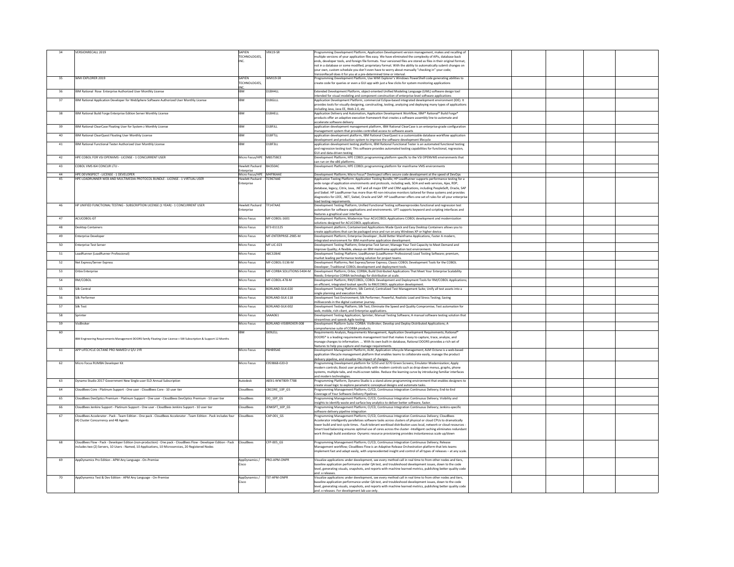| 34 | VERSIONRECALL 2019 | SAPIEN TECHNOLOGIES, INC. | VRK19-SR | Programming Development Platform, Application Development version management, makes and recalling of multiple versions of your application files easy. We have eliminated the complexity of APIs, database back ends, developer tools, and foreign file formats. Your versioned files are stored as files in their original format, not in a database or some modified, proprietary format. With the ability to automatically submit changes on your own, custom schedule you don't even have to worry about manually "checking in" your code; VersionRecall does it for you at a pre-determined time or interval. | | | | |
|---|---|---|---|---|---|---|---|---|
| 35 | WMI EXPLORER 2019 | SAPIEN TECHNOLOGIES, INC. | WMI19-SR | Programming Development Platform, Use WMI Explorer's Windows PowerShell code generating abilities to create code for queries or even a GUI app with just a few clicks for system monitoring applications | | | | |
| 36 | IBM Rational Rose Enterprise Authorized User Monthly License | IBM | D1BH4LL | Extended Development Platform, object-oriented Unified Modeling Language (UML) software design tool intended for visual modeling and component construction of enterprise-level software applications | | | | |
| 37 | IBM Rational Application Developer for WebSphere Software Authorized User Monthly License | IBM | D1BGLLL | Application Development Platform, commercial Eclipse-based integrated development environment (IDE). It provides tools for visually designing, constructing, testing, analyzing and deploying many types of applications including Java, Java EE, Web 2.0, etc | | | | |
| 38 | IBM Rational Build Forge Enterprise Edition Server Monthly License | IBM | D1BHELL | Application Delivery and Automation, Application Development Workflow, IBM® Rational® Build Forge® products offer an adaptive execution framework that creates a software assembly line to automate and accelerate software delivery | | | | |
| 39 | IBM Rational ClearCase Floating User for System z Monthly License | IBM | D1BFJLL | application development management platform, IBM Rational ClearCase is an enterprise-grade configuration management system that provides controlled access to software assets | | | | |
| 40 | IBM Rational ClearQuest Floating User Monthly License | IBM | D1BFTLL | application development platform, IBM Rational ClearQuest is a customizable database workflow application development and production system to improve the software development lifecycle | | | | |
| 41 | IBM Rational Functional Tester Authorized User Monthly License | IBM | D1BF3LL | application development testing platform, IBM Rational Functional Tester is an automated functional testing and regression testing tool. This software provides automated testing capabilities for functional, regression, GUI and data-driven testing | | | | |
| 42 | HPE COBOL FOR VSI OPENVMS - LICENSE - 1 CONCURRENT USER | Micro Focus/HPE | M8575BCE | Development Platform; HPE COBOL programming platform specific to the VSI OPENVMS environments that can run on the x86 platforms. | | | | |
| 43 | COBOL VMS I64 CONCUR LTU - | Hewlett Packard Enterprise | BA350AC | Development Platform; HPE COBOL programming platform for mainframe VMS environments | | | | |
| 44 | HPE DEVINSPECT - LICENSE - 1 DEVELOPER | Micro Focus/HPE | M4F96AAE | Development Platform; Micro Focus® DevInspect offers secure code development at the speed of DevOps | | | | |
| 45 | HPE LOADRUNNER WEB AND MULTIMEDIA PROTOCOL BUNDLE - LICENSE - 1 VIRTUAL USER | Hewlett Packard Enterprise | TC967AAE | Application Testing Platform: Application Testing Bundle; HP LoadRunner supports performance testing for a wide range of application environments and protocols, including web, SOA and web services, Ajax, RDP, database, legacy, Citrix, Java, .NET and all major ERP and CRM applications, including PeopleSoft, Oracle, SAP and Siebel. HP LoadRunner has more than 40 non-intrusive monitors tailored for these systems and provides diagnostics for J2EE, .NET, Siebel, Oracle and SAP. HP LoadRunner offers one set of rules for all your enterprise load testing requirements. | | | | |
| 46 | HP UNIFIED FUNCTIONAL TESTING - SUBSCRIPTION LICENSE (1 YEAR) - 1 CONCURRENT USER | Hewlett Packard Enterprise | TF147AAE | Development Testing Platform; Unified Functional Testing softwareprovides functional and regression test automation for software applications and environments. UFT supports keyword and scripting interfaces and features a graphical user interface. | | | | |
| 47 | ACUCOBOL-GT | Micro Focus | MF-COBOL-1601 | Development Platform; Modernize Your ACUCOBOL Applications COBOL development and modernization solutions designed for ACUCOBOL applications. | | | | |
| 48 | Desktop Containers | Micro Focus | 873-011125 | Development platform; Containerized Applications Made Quick and Easy Desktop Containers allows you to create applications that can be packaged once and run on any Windows XP or higher device. | | | | |
| 49 | Enterprise Developer | Micro Focus | MF-ENTERPRISE-2985-M | Development Platform; Enterprise Developer ; Build Better Mainframe Applications, Faster A modern, integrated environment for IBM mainframe application development. | | | | |
| 50 | Enterprise Test Server | Micro Focus | MF-LIC-023 | Development Testing Platform; Enterprise Test Server; Manage Your Test Capacity to Meet Demand and Improve Quality; A flexible, always-on IBM mainframe application test environment. | | | | |
| 51 | LoadRunner (LoadRunner Professional) | Micro Focus | A8C32BAE | Development Testing Platform; LoadRunner (LoadRunner Professional) Load Testing Software; premium, market leading performance testing solution for project teams. | | | | |
| 52 | Net Express/Server Express | Micro Focus | MF-COBOL-5136-M | Development Platforms; Net Express/Server Express; Classic COBOL Development Tools for the COBOL Developer; Traditional COBOL development and deployment tools. | | | | |
| 53 | Orbix Enterprise | Micro Focus | MF-CORBA SOLUTIONS-5404-M | Development Platform; Orbix; CORBA; Build Distributed Applications That Meet Your Enterprise Scalability Needs; Enterprise CORBA technology for distribution at scale. | | | | |
| 54 | RM/COBOL | Micro Focus | MF-COBOL-478-M | Development Platform; RM/COBOL; COBOL Development and Deployment Tools for RM/COBOL Applications; an efficient, integrated toolset specific to RM/COBOL application development. | | | | |
| 55 | Silk Central | Micro Focus | BORLAND-SILK-020 | Development Testing Platform; Silk Central; Centralized Test Management Suite; Unify all test assets into a single planning and execution hub. | | | | |
| 56 | Silk Performer | Micro Focus | BORLAND-SILK-118 | Development Test Environment; Silk Performer; Powerful, Realistic Load and Stress Testing; Saving milliseconds in the digital customer journey. | | | | |
| 57 | Silk Test | Micro Focus | BORLAND-SILK-002 | Development Testing Platform; Silk Test; Eliminate the Speed and Quality Compromise; Test automation for web, mobile, rich-client, and Enterprise applications. | | | | |
| 58 | Sprinter | Micro Focus | SAAA061 | Development Testing Application; Sprinter; Manual Testing Software; A manual software testing solution that streamlines and speeds Agile testing. | | | | |
| 59 | VisiBroker | Micro Focus | BORLAND-VISIBROKER-008 | Development Platform Suite: CORBA: VisiBroker; Develop and Deploy Distributed Applications; A comprehensive suite of CORBA products. | | | | |
| 60 | IBM Engineering Requirements Management DOORS family Floating User License + SW Subscription & Support 12 Months | IBM | D09LELL | Requirements Analysis, Requirements Management, Application Development Requirements; Rational® DOORS® is a leading requirements management tool that makes it easy to capture, trace, analyze, and manage changes to information. ... With its own built-in database, Rational DOORS provides a rich set of features to help you capture and manage requirements. | | | | |
| 61 | APP LIFECYCLE OCTANE PRO NAMED U S/U 1YR | Micro Focus | P8H89SAE | Development Management Platform; ALM; Application Lifecycle Management; ALM Octane is a web-based application lifecycle management platform that enables teams to collaborate easily, manage the product delivery pipeline, and visualize the impact of changes. | | | | |
| 62 | Micro Focus RUMBA Developer Kit | Micro Focus | E959868-020-D | Programming Development platform for 5250 and 3270 Green Screens; Emulator Modernization; Apply modern controls; Boost user productivity with modern controls such as drop-down menus, graphs, phone systems, multiple tabs, and multi-screen tables. Reduce the learning curve by introducing familiar interfaces and modern technologies. | | | | |
| 63 | Dynamo Studio 2017 Government New Single-user ELD Annual Subscription | Autodesk | A83I1-WW7809-T788 | Programming Platform, Dynamo Studio is a stand-alone programming environment that enables designers to create visual logic to explore parametric conceptual designs and automate tasks. | | | | |
| 64 | CloudBees Core - Platinum Support - One user - CloudBees Core - 10 user tier | CloudBees | CBCORE_10P_GS | Programming Management Platform; CI/CD, Continuous Integration Continuous Delivery; End-to-End Coverage of Your Software Delivery Pipelines | | | | |
| 65 | CloudBees DevOptics Premium - Platinum Support - One user - CloudBees DevOptics Premium - 10 user tier | CloudBees | DO_10P_GS | Programming Management Platform; CI/CD, Continuous Integration Continuous Delivery; Visibility and insights to identify waste and surface key analytics to deliver better software, faster. | | | | |
| 66 | CloudBees Jenkins Support - Platinum Support - One user - CloudBees Jenkins Support - 10 user tier | CloudBees | JENKSPT_10P_GS | Programming Management Platform; CI/CD, Continuous Integration Continuous Delivery; Jenkins-specific software delivery pipeline integration | | | | |
| 67 | CloudBees Accelerator - Pack - Team Edition - One pack - CloudBees Accelerator - Team Edition - Pack includes four (4) Cluster Concurrency and 48 Agents | CloudBees | CAP-001_GS | Programming Management Platform; CI/CD, Continuous Integration Continuous Delivery; CloudBees Accelerator intelligently parallelizes software tasks across clusters of physical or cloud CPUs to dramatically lower build and test cycle times. -Fault-tolerant workload distribution uses local, network or cloud resources -Smart load balancing ensures optimal use of cores across the cluster -Intelligent caching eliminates redundant work through build avoidance -Dynamic resource provisioning provides instantaneous scale up/down | | | | |
| 68 | CloudBees Flow - Pack - Developer Edition (non-production) - One pack - CloudBees Flow - Developer Edition - Pack includes two (2) Servers, 10 Users - Named, 10 Applications, 10 Microservices, 20 Registered Nodes | CloudBees | CFP-005_GS | Programming Management Platform; CI/CD, Continuous Integration Continuous Delivery; Release Management workflow; CloudBees Flow is an Adaptive Release Orchestration platform that lets teams implement fast and adapt easily, with unprecedented insight and control of all types of releases – at any scale. | | | | |
| 69 | AppDynamics Pro Edition - APM Any Language - On-Premise | AppDynamics / Cisco | PRO-APM-ONPR | Visualize applications under development, see every method call in real time to from other nodes and tiers, baseline application performance under QA test, and troubleshoot development issues, down to the code level, generating visuals, snapshots, and reports with machine learned metrics, publishing better quality code and .x releases. | | | | |
| 70 | AppDynamics Test & Dev Edition - APM Any Language - On-Premise | AppDynamics / Cisco | TST-APM-ONPR | Visualize applications under development, see every method call in real time to from other nodes and tiers, baseline application performance under QA test, and troubleshoot development issues, down to the code level, generating visuals, snapshots, and reports with machine learned metrics, publishing better quality code and .x releases. For development lab use only. | | | | |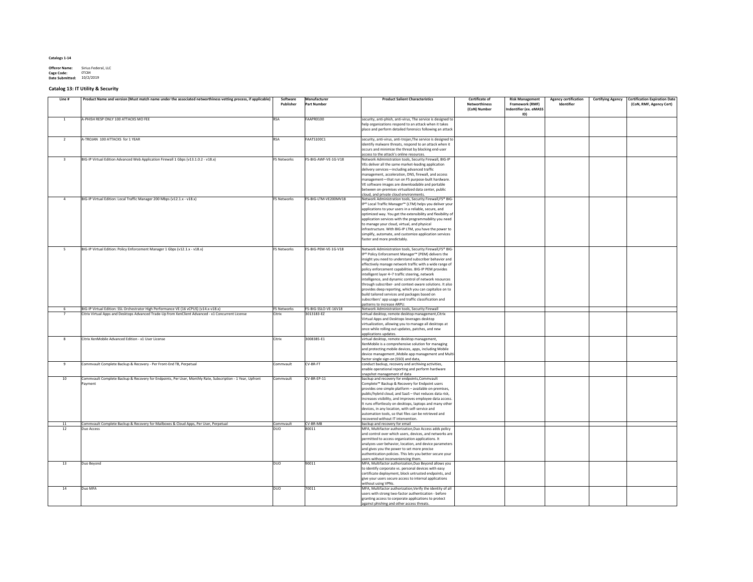**Catalogs 1-14**

**Offeror Name:** Sirius Federal, LLC
**Cage Code:** 0TC84
**Date Submitted:** 10/2/2019

**Catalog 13: IT Utility & Security**

| Line # | Product Name and version (Must match name under the associated networthiness vetting process, if applicable) | Software Publisher | Manufacturer Part Number | Product Salient Characteristics | Certificate of Networthiness (CoN) Number | Risk Management Framework (RMF) Indentifier (ex. eMASS ID) | Agency certification Identifier | Certifying Agency | Certification Expiration Date (CoN, RMF, Agency Cert) |
|---|---|---|---|---|---|---|---|---|---|
| 1 | A-PHISH RESP ONLY 100 ATTACKS MO FEE | RSA | FAAPR0100 | security, anti-phish, anti-virus, The service is designed to help organizations respond to an attack when it takes place and perform detailed forensics following an attack | | | | | |
| 2 | A-TROJAN 100 ATTACKS for 1 YEAR | RSA | FAATS100C1 | security, anti-virus, anti-trojan,The service is designed to identify malware threats, respond to an attack when it occurs and minimize the threat by blocking end-user access to the attack's online resources. | | | | | |
| 3 | BIG-IP Virtual Edition Advanced Web Application Firewall 1 Gbps (v13.1.0.2 - v18.x) | F5 Networks | F5-BIG-AWF-VE-1G-V18 | Network Administration tools, Security Firewall, BIG-IP VEs deliver all the same market-leading application delivery services—including advanced traffic management, acceleration, DNS, firewall, and access management—that run on F5 purpose-built hardware. VE software images are downloadable and portable between on-premises virtualized data center, public cloud, and private cloud environments. | | | | | |
| 4 | BIG-IP Virtual Edition: Local Traffic Manager 200 Mbps (v12.1.x - v18.x) | F5 Networks | F5-BIG-LTM-VE200MV18 | Network Administration tools, Security Firewall,F5® BIG-IP® Local Traffic Manager™ (LTM) helps you deliver your applications to your users in a reliable, secure, and optimized way. You get the extensibility and flexibility of application services with the programmability you need to manage your cloud, virtual, and physical infrastructure. With BIG-IP LTM, you have the power to simplify, automate, and customize application services faster and more predictably. | | | | | |
| 5 | BIG-IP Virtual Edition: Policy Enforcement Manager 1 Gbps (v12.1.x - v18.x) | F5 Networks | F5-BIG-PEM-VE-1G-V18 | Network Administration tools, Security Firewall,F5® BIG-IP® Policy Enforcement Manager™ (PEM) delivers the insight you need to understand subscriber behavior and effectively manage network traffic with a wide range of policy enforcement capabilities. BIG-IP PEM provides intelligent layer 4–7 traffic steering, network intelligence, and dynamic control of network resources through subscriber- and context-aware solutions. It also provides deep reporting, which you can capitalize on to build tailored services and packages based on subscribers' app usage and traffic classification and patterns to increase ARPU. | | | | | |
| 6 | BIG-IP Virtual Edition: SSL Orchestrator High Performance VE (16 vCPUS) (v14.x-v18.x) | F5 Networks | F5-BIG-SSLO-VE-16V18 | Network Administration tools, Security Firewall | | | | | |
| 7 | Citrix Virtual Apps and Desktops Advanced Trade-Up from XenClient Advanced - x1 Concurrent License | Citrix | 3013183-EZ | virtual desktop, remote desktop management,Citrix Virtual Apps and Desktops leverages desktop virtualization, allowing you to manage all desktops at once while rolling out updates, patches, and new applications updates. | | | | | |
| 8 | Citrix XenMobile Advanced Edition - x1 User License | Citrix | 3008385-E1 | virtual desktop, remote desktop management, XenMobile is a comprehensive solution for managing and protecting mobile devices, apps, including Mobile device management ,Mobile app management and Multi-factor single sign-on (SSO) and data, | | | | | |
| 9 | Commvault Complete Backup & Recovery - Per Front-End TB, Perpetual | Commvault | CV-BR-FT | conduct backup, recovery and archiving activities, enable operational reporting and perform hardware snapshot management of data | | | | | |
| 10 | Commvault Complete Backup & Recovery for Endpoints, Per User, Monthly Rate, Subscription - 1 Year, Upfront Payment | Commvault | CV-BR-EP-11 | backup and recovery for endpoints,Commvault Complete™ Backup & Recovery for Endpoint users provides one simple platform – available on-premises, public/hybrid cloud, and SaaS – that reduces data risk, increases visibility, and improves employee data access. It runs effortlessly on desktops, laptops and many other devices, in any location, with self-service and automation tools, so that files can be retrieved and recovered without IT intervention. | | | | | |
| 11 | Commvault Complete Backup & Recovery for Mailboxes & Cloud Apps, Per User, Perpetual | Commvault | CV-BR-MB | backup and recovery for email | | | | | |
| 12 | Duo Access | DUO | 80011 | MFA, Multifactor authorization,Duo Access adds policy and control over which users, devices, and networks are permitted to access organization applications. It analyzes user behavior, location, and device parameters and gives you the power to set more precise authentication policies. This lets you better secure your users without inconveniencing them. | | | | | |
| 13 | Duo Beyond | DUO | 90011 | MFA, Multifactor authorization,Duo Beyond allows you to identify corporate vs. personal devices with easy certificate deployment, block untrusted endpoints, and give your users secure access to internal applications without using VPNs. | | | | | |
| 14 | Duo MFA | DUO | 70011 | MFA, Multifactor authorization,Verify the identity of all users with strong two-factor authentication - before granting access to corporate applications to protect against phishing and other access threats. | | | | | |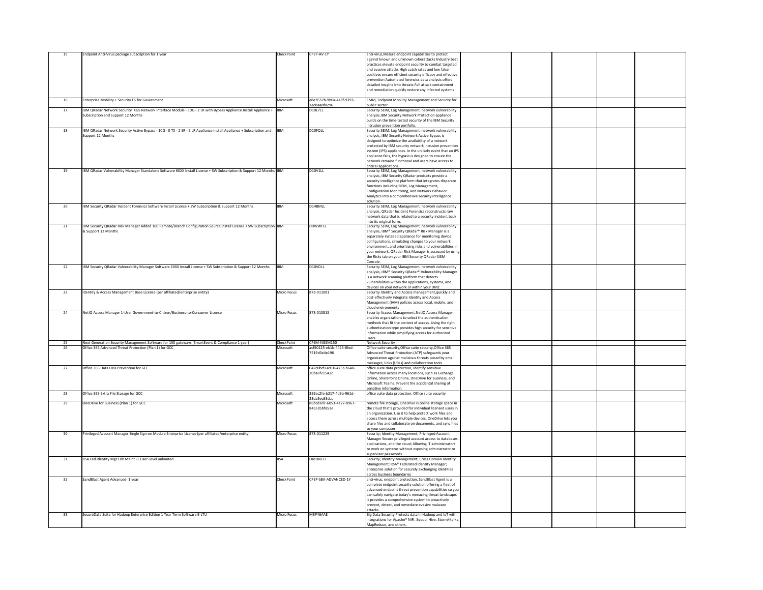| 15 | Endpoint Anti-Virus package subscription for 1 year | CheckPoint | CPEP-AV-1Y | anti-virus,Mature endpoint capabilities to protect against known and unknown cyberattacks Industry best practices elevate endpoint security to combat targeted and evasive attacks High catch rates and low false positives ensure efficient security efficacy and effective prevention Automated forensics data analysis offers detailed insights into threats Full attack containment and remediation quickly restore any infected systems | | | | | |
|---|---|---|---|---|---|---|---|---|---|
| 16 | Enterprise Mobility + Security E5 for Government | Microsoft | e8e7637b-9b0a-4a8f-9393-7ed8aa8f0296 | EMM, Endpoint Mobility Management and Security for public sector | | | | | |
| 17 | IBM QRadar Network Security XGS Network Interface Module - 10G - 2 LR with Bypass Appliance Install Appliance + Subscription and Support 12 Months | IBM | D10L7LL | Security SEIM, Log Management, network vulnerability analysis,IBM Security Network Protection appliance builds on the time-tested security of the IBM Security intrusion prevention portfolio. | | | | | |
| 18 | IBM QRadar Network Security Active Bypass - 10G - 0 TX - 2 SR - 2 LR Appliance Install Appliance + Subscription and Support 12 Months | IBM | D10FQLL | Security SEIM, Log Management, network vulnerability analysis, IBM Security Network Active Bypass is designed to optimize the availability of a network protected by IBM security network intrusion prevention system (IPS) appliances. In the unlikely event that an IPS appliance fails, the bypass is designed to ensure the network remains functional and users have access to critical applications. | | | | | |
| 19 | IBM QRadar Vulnerability Manager Standalone Software 60XX Install License + SW Subscription & Support 12 Months | IBM | D10V1LL | Security SEIM, Log Management, network vulnerability analysis, IBM Security QRadar products provide a security intelligence platform that integrates disparate functions including SIEM, Log Management, Configuration Monitoring, and Network Behavior Analytics into a comprehensive security intelligence solution. | | | | | |
| 20 | IBM Security QRadar Incident Forensics Software Install License + SW Subscription & Support 12 Months | IBM | D14BMLL | Security SEIM, Log Management, network vulnerability analysis, QRadar Incident Forensics reconstructs raw network data that is related to a security incident back into its original form. | | | | | |
| 21 | IBM Security QRadar Risk Manager Added 100 Remote/Branch Configuration Source Install License + SW Subscription & Support 12 Months | IBM | D0WWFLL | Security SEIM, Log Management, network vulnerability analysis, IBM® Security QRadar® Risk Manager is a separately installed appliance for monitoring device configurations, simulating changes to your network environment, and prioritizing risks and vulnerabilities in your network. QRadar Risk Manager is accessed by using the Risks tab on your IBM Security QRadar SIEM Console. | | | | | |
| 22 | IBM Security QRadar Vulnerability Manager Software 60XX Install License + SW Subscription & Support 12 Months | IBM | D10VDLL | Security SEIM, Log Management, network vulnerability analysis, IBM® Security QRadar® Vulnerability Manager is a network scanning platform that detects vulnerabilities within the applications, systems, and devices on your network or within your DMZ. | | | | | |
| 23 | Identity & Access Management Base License (per affiliated/enterprise entity) | Micro Focus | 873-011081 | Security Identity and Access management,quickly and cost-effectively integrate Identity and Access Management (IAM) policies across local, mobile, and cloud environments | | | | | |
| 24 | NetIQ Access Manager 1-User Government-to-Citizen/Business-to-Consumer License | Micro Focus | 873-010815 | Security Access Management,NetIQ Access Manager enables organizations to select the authentication methods that fit the context of access. Using the right authentication type provides high security for sensitive information while simplifying access for authorized users. | | | | | |
| 25 | Next Generation Security Management Software for 150 gateways (SmartEvent & Compliance 1 year) | CheckPoint | CPSM-NGSM150 | Network Security | | | | | |
| 26 | Office 365 Advanced Threat Protection (Plan 1) for GCC | Microsoft | acf50125-eb1b-4425-8fed-7519d0e4e196 | Office suite security,Office suite security,Office 365 Advanced Threat Protection (ATP) safeguards your organization against malicious threats posed by email messages, links (URLs) and collaboration tools | | | | | |
| 27 | Office 365 Data Loss Prevention for GCC | Microsoft | 042c0bd9-a910-475c-b640-20ba6f21542c | office suite data protection, Identify sensitive information across many locations, such as Exchange Online, SharePoint Online, OneDrive for Business, and Microsoft Teams. Prevent the accidental sharing of sensitive information. | | | | | |
| 28 | Office 365 Extra File Storage for GCC | Microsoft | 359ac2fe-b217-4d9b-961d-23da5ec63dcc | office suite data protection, Office suite security | | | | | |
| 29 | OneDrive for Business (Plan 1) for GCC | Microsoft | 86bcd3d7-6053-4a27-8967-8455d5bfa53e | remote file storage, OneDrive is online storage space in the cloud that's provided for individual licensed users in an organization. Use it to help protect work files and access them across multiple devices. OneDrive lets you share files and collaborate on documents, and sync files to your computer. | | | | | |
| 30 | Privileged Account Manager Single Sign-on Module Enterprise License (per affiliated/enterprise entity) | Micro Focus | 873-011229 | Security; Identity Management; Privileged Account Manager Secure privileged account access to databases, applications, and the cloud; Allowing IT administrators to work on systems without exposing administrator or supervisor passwords. | | | | | |
| 31 | RSA Fed Identity Mgr Enh Maint -1 User Level unlimited | RSA | FIMUNLE1 | Security; Identity Management; Cross Domain Identity Management; RSA® Federated Identity Manager; Enterprise solution for securely exchanging identities across business boundaries | | | | | |
| 32 | SandBlast Agent Advanced- 1 year | CheckPoint | CPEP-SBA-ADVANCED-1Y | anti-virus, endpoint protection, SandBlast Agent is a complete endpoint security solution offering a fleet of advanced endpoint threat prevention capabilities so you can safely navigate today's menacing threat landscape. It provides a comprehensive system to proactively prevent, detect, and remediate evasive malware attacks. | | | | | |
| 33 | SecureData Suite for Hadoop Enterprise Edition 1 Year Term Software E-LTU | Micro Focus | M8P46AAE | Big Data Security,Protects data in Hadoop and IoT with integrations for Apache® NiFi, Sqoop, Hive, Storm/Kafka, MapReduce, and others. | | | | | |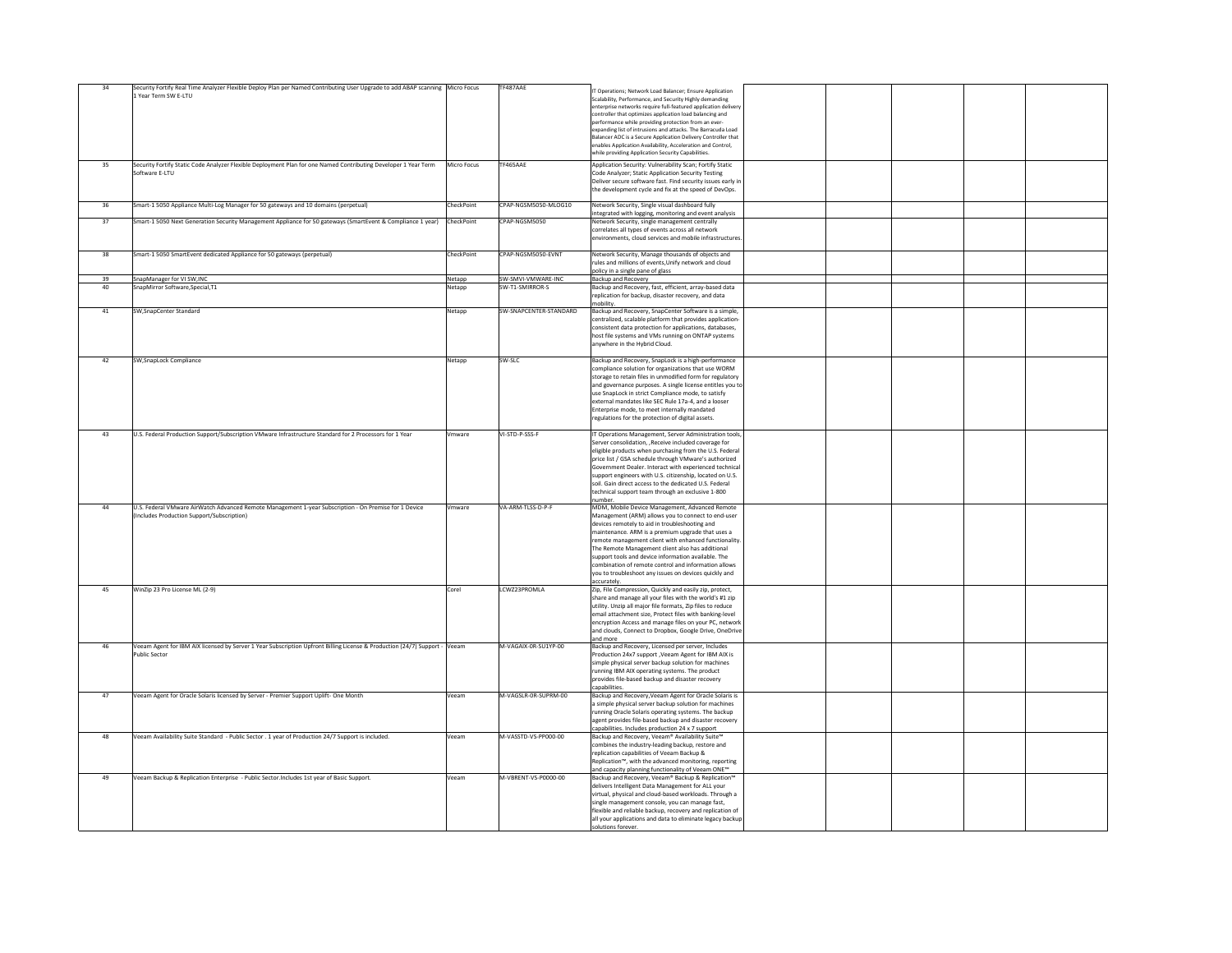| 34 | Security Fortify Real Time Analyzer Flexible Deploy Plan per Named Contributing User Upgrade to add ABAP scanning 1 Year Term SW E-LTU | Micro Focus | TF487AAE | IT Operations; Network Load Balancer; Ensure Application Scalability, Performance, and Security Highly demanding enterprise networks require full-featured application delivery controller that optimizes application load balancing and performance while providing protection from an ever-expanding list of intrusions and attacks. The Barracuda Load Balancer ADC is a Secure Application Delivery Controller that enables Application Availability, Acceleration and Control, while providing Application Security Capabilities. | | | | | |
|---|---|---|---|---|---|---|---|---|---|
| 35 | Security Fortify Static Code Analyzer Flexible Deployment Plan for one Named Contributing Developer 1 Year Term Software E-LTU | Micro Focus | TF465AAE | Application Security: Vulnerability Scan; Fortify Static Code Analyzer; Static Application Security Testing Deliver secure software fast. Find security issues early in the development cycle and fix at the speed of DevOps. | | | | | |
| 36 | Smart-1 5050 Appliance Multi-Log Manager for 50 gateways and 10 domains (perpetual) | CheckPoint | CPAP-NGSM5050-MLOG10 | Network Security, Single visual dashboard fully integrated with logging, monitoring and event analysis | | | | | |
| 37 | Smart-1 5050 Next Generation Security Management Appliance for 50 gateways (SmartEvent & Compliance 1 year) | CheckPoint | CPAP-NGSM5050 | Network Security, single management centrally correlates all types of events across all network environments, cloud services and mobile infrastructures. | | | | | |
| 38 | Smart-1 5050 SmartEvent dedicated Appliance for 50 gateways (perpetual) | CheckPoint | CPAP-NGSM5050-EVNT | Network Security, Manage thousands of objects and rules and millions of events,Unify network and cloud policy in a single pane of glass | | | | | |
| 39 | SnapManager for VI SW,INC | Netapp | SW-SMVI-VMWARE-INC | Backup and Recovery | | | | | |
| 40 | SnapMirror Software,Special,T1 | Netapp | SW-T1-SMIRROR-S | Backup and Recovery, fast, efficient, array-based data replication for backup, disaster recovery, and data mobility. | | | | | |
| 41 | SW,SnapCenter Standard | Netapp | SW-SNAPCENTER-STANDARD | Backup and Recovery, SnapCenter Software is a simple, centralized, scalable platform that provides application-consistent data protection for applications, databases, host file systems and VMs running on ONTAP systems anywhere in the Hybrid Cloud. | | | | | |
| 42 | SW,SnapLock Compliance | Netapp | SW-SLC | Backup and Recovery, SnapLock is a high-performance compliance solution for organizations that use WORM storage to retain files in unmodified form for regulatory and governance purposes. A single license entitles you to use SnapLock in strict Compliance mode, to satisfy external mandates like SEC Rule 17a-4, and a looser Enterprise mode, to meet internally mandated regulations for the protection of digital assets. | | | | | |
| 43 | U.S. Federal Production Support/Subscription VMware Infrastructure Standard for 2 Processors for 1 Year | Vmware | VI-STD-P-SSS-F | IT Operations Management, Server Administration tools, Server consolidation, ,Receive included coverage for eligible products when purchasing from the U.S. Federal price list / GSA schedule through VMware's authorized Government Dealer. Interact with experienced technical support engineers with U.S. citizenship, located on U.S. soil. Gain direct access to the dedicated U.S. Federal technical support team through an exclusive 1-800 number. | | | | | |
| 44 | U.S. Federal VMware AirWatch Advanced Remote Management 1-year Subscription - On Premise for 1 Device (Includes Production Support/Subscription) | Vmware | VA-ARM-TLSS-D-P-F | MDM, Mobile Device Management, Advanced Remote Management (ARM) allows you to connect to end-user devices remotely to aid in troubleshooting and maintenance. ARM is a premium upgrade that uses a remote management client with enhanced functionality. The Remote Management client also has additional support tools and device information available. The combination of remote control and information allows you to troubleshoot any issues on devices quickly and accurately. | | | | | |
| 45 | WinZip 23 Pro License ML (2-9) | Corel | LCWZ23PROMLA | Zip, File Compression, Quickly and easily zip, protect, share and manage all your files with the world's #1 zip utility. Unzip all major file formats, Zip files to reduce email attachment size, Protect files with banking-level encryption Access and manage files on your PC, network and clouds, Connect to Dropbox, Google Drive, OneDrive and more | | | | | |
| 46 | Veeam Agent for IBM AIX licensed by Server 1 Year Subscription Upfront Billing License & Production (24/7) Support - Public Sector | Veeam | M-VAGAIX-0R-SU1YP-00 | Backup and Recovery, Licensed per server, Includes Production 24x7 support ,Veeam Agent for IBM AIX is simple physical server backup solution for machines running IBM AIX operating systems. The product provides file-based backup and disaster recovery capabilities. | | | | | |
| 47 | Veeam Agent for Oracle Solaris licensed by Server - Premier Support Uplift- One Month | Veeam | M-VAGSLR-0R-SUPRM-00 | Backup and Recovery,Veeam Agent for Oracle Solaris is a simple physical server backup solution for machines running Oracle Solaris operating systems. The backup agent provides file-based backup and disaster recovery capabilities. Includes production 24 x 7 support | | | | | |
| 48 | Veeam Availability Suite Standard - Public Sector . 1 year of Production 24/7 Support is included. | Veeam | M-VASSTD-VS-PP000-00 | Backup and Recovery, Veeam® Availability Suite™ combines the industry-leading backup, restore and replication capabilities of Veeam Backup & Replication™, with the advanced monitoring, reporting and capacity planning functionality of Veeam ONE™ | | | | | |
| 49 | Veeam Backup & Replication Enterprise - Public Sector.Includes 1st year of Basic Support. | Veeam | M-VBRENT-VS-P0000-00 | Backup and Recovery, Veeam® Backup & Replication™ delivers Intelligent Data Management for ALL your virtual, physical and cloud-based workloads. Through a single management console, you can manage fast, flexible and reliable backup, recovery and replication of all your applications and data to eliminate legacy backup solutions forever. | | | | | |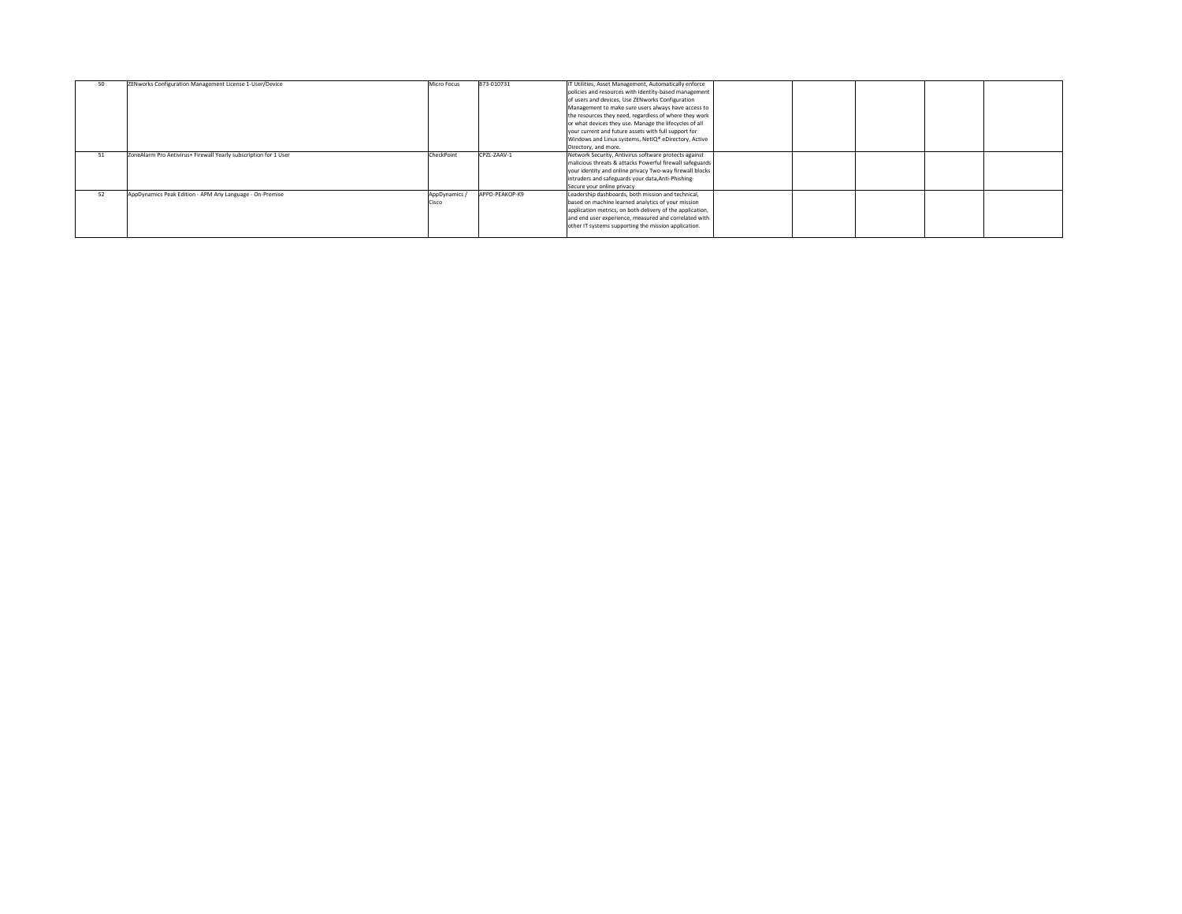| | | | | | | | | | |
|---|---|---|---|---|---|---|---|---|---|
| 50 | ZENworks Configuration Management License 1-User/Device | Micro Focus | 873-010731 | IT Utilities, Asset Management, Automatically enforce policies and resources with identity-based management of users and devices, Use ZENworks Configuration Management to make sure users always have access to the resources they need, regardless of where they work or what devices they use. Manage the lifecycles of all your current and future assets with full support for Windows and Linux systems, NetIQ® eDirectory, Active Directory, and more. | | | | | |
| 51 | ZoneAlarm Pro Antivirus+ Firewall Yearly subscription for 1 User | CheckPoint | CPZL-ZAAV-1 | Network Security, Antivirus software protects against malicious threats & attacks Powerful firewall safeguards your identity and online privacy Two-way firewall blocks intruders and safeguards your data,Anti-Phishing-Secure your online privacy | | | | | |
| 52 | AppDynamics Peak Edition - APM Any Language - On-Premise | AppDynamics / Cisco | APPD-PEAKOP-K9 | Leadership dashboards, both mission and technical, based on machine learned analytics of your mission application metrics, on both delivery of the application, and end user experience, measured and correlated with other IT systems supporting the mission application. | | | | | |